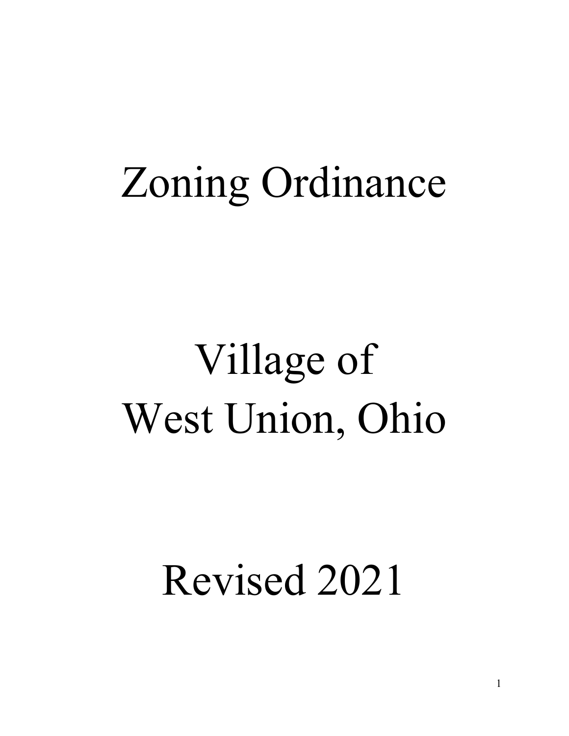# Zoning Ordinance

# Village of West Union, Ohio

# Revised 2021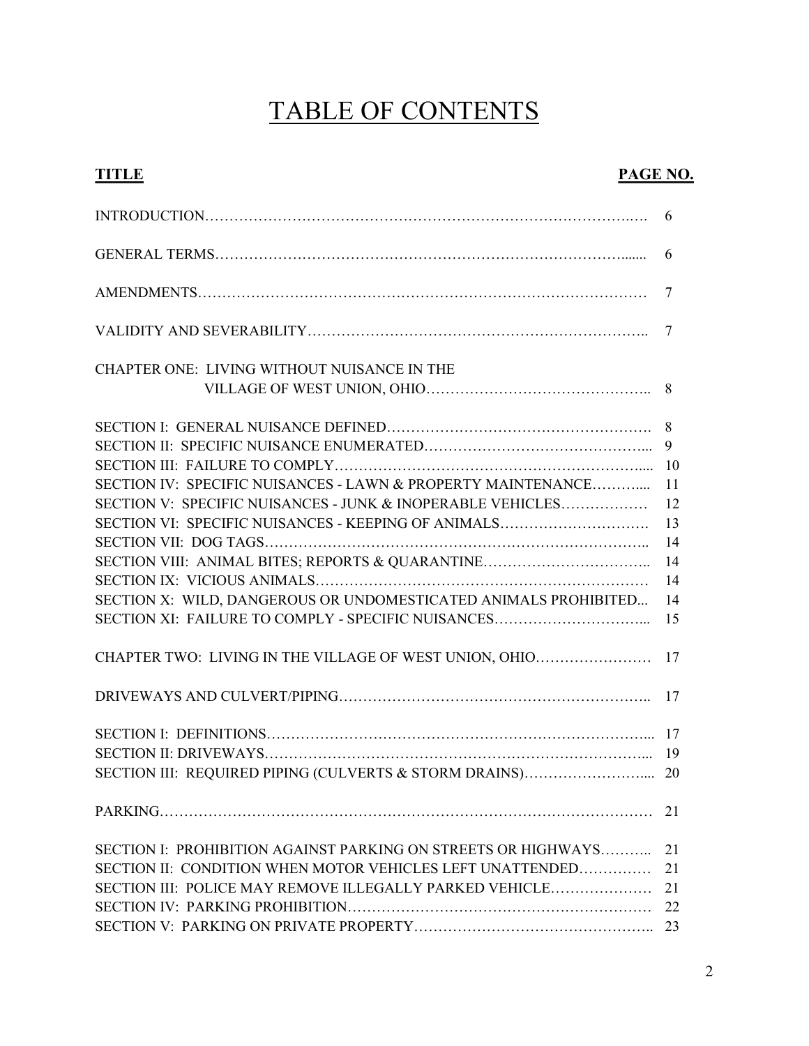# TABLE OF CONTENTS

| TITLE | PAGE NO. |
|---|---|
| INTRODUCTION | 6 |
| GENERAL TERMS | 6 |
| AMENDMENTS | 7 |
| VALIDITY AND SEVERABILITY | 7 |
| CHAPTER ONE: LIVING WITHOUT NUISANCE IN THE VILLAGE OF WEST UNION, OHIO | 8 |
| SECTION I: GENERAL NUISANCE DEFINED | 8 |
| SECTION II: SPECIFIC NUISANCE ENUMERATED | 9 |
| SECTION III: FAILURE TO COMPLY | 10 |
| SECTION IV: SPECIFIC NUISANCES - LAWN & PROPERTY MAINTENANCE | 11 |
| SECTION V: SPECIFIC NUISANCES - JUNK & INOPERABLE VEHICLES | 12 |
| SECTION VI: SPECIFIC NUISANCES - KEEPING OF ANIMALS | 13 |
| SECTION VII: DOG TAGS | 14 |
| SECTION VIII: ANIMAL BITES; REPORTS & QUARANTINE | 14 |
| SECTION IX: VICIOUS ANIMALS | 14 |
| SECTION X: WILD, DANGEROUS OR UNDOMESTICATED ANIMALS PROHIBITED | 14 |
| SECTION XI: FAILURE TO COMPLY - SPECIFIC NUISANCES | 15 |
| CHAPTER TWO: LIVING IN THE VILLAGE OF WEST UNION, OHIO | 17 |
| DRIVEWAYS AND CULVERT/PIPING | 17 |
| SECTION I: DEFINITIONS | 17 |
| SECTION II: DRIVEWAYS | 19 |
| SECTION III: REQUIRED PIPING (CULVERTS & STORM DRAINS) | 20 |
| PARKING | 21 |
| SECTION I: PROHIBITION AGAINST PARKING ON STREETS OR HIGHWAYS | 21 |
| SECTION II: CONDITION WHEN MOTOR VEHICLES LEFT UNATTENDED | 21 |
| SECTION III: POLICE MAY REMOVE ILLEGALLY PARKED VEHICLE | 21 |
| SECTION IV: PARKING PROHIBITION | 22 |
| SECTION V: PARKING ON PRIVATE PROPERTY | 23 |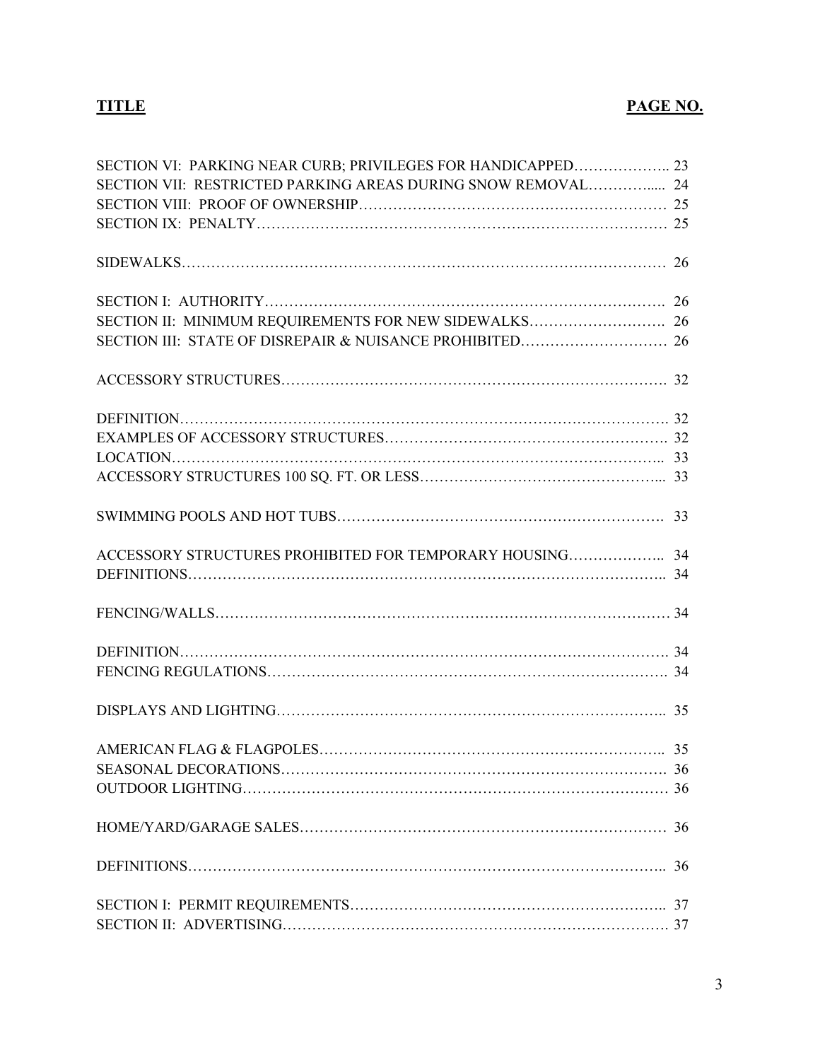| TITLE | PAGE NO. |
|---|---|
| SECTION VI: PARKING NEAR CURB; PRIVILEGES FOR HANDICAPPED | 23 |
| SECTION VII: RESTRICTED PARKING AREAS DURING SNOW REMOVAL | 24 |
| SECTION VIII: PROOF OF OWNERSHIP | 25 |
| SECTION IX: PENALTY | 25 |
| | |
| SIDEWALKS | 26 |
| | |
| SECTION I: AUTHORITY | 26 |
| SECTION II: MINIMUM REQUIREMENTS FOR NEW SIDEWALKS | 26 |
| SECTION III: STATE OF DISREPAIR & NUISANCE PROHIBITED | 26 |
| | |
| ACCESSORY STRUCTURES | 32 |
| | |
| DEFINITION | 32 |
| EXAMPLES OF ACCESSORY STRUCTURES | 32 |
| LOCATION | 33 |
| ACCESSORY STRUCTURES 100 SQ. FT. OR LESS | 33 |
| | |
| SWIMMING POOLS AND HOT TUBS | 33 |
| | |
| ACCESSORY STRUCTURES PROHIBITED FOR TEMPORARY HOUSING | 34 |
| DEFINITIONS | 34 |
| | |
| FENCING/WALLS | 34 |
| | |
| DEFINITION | 34 |
| FENCING REGULATIONS | 34 |
| | |
| DISPLAYS AND LIGHTING | 35 |
| | |
| AMERICAN FLAG & FLAGPOLES | 35 |
| SEASONAL DECORATIONS | 36 |
| OUTDOOR LIGHTING | 36 |
| | |
| HOME/YARD/GARAGE SALES | 36 |
| | |
| DEFINITIONS | 36 |
| | |
| SECTION I: PERMIT REQUIREMENTS | 37 |
| SECTION II: ADVERTISING | 37 |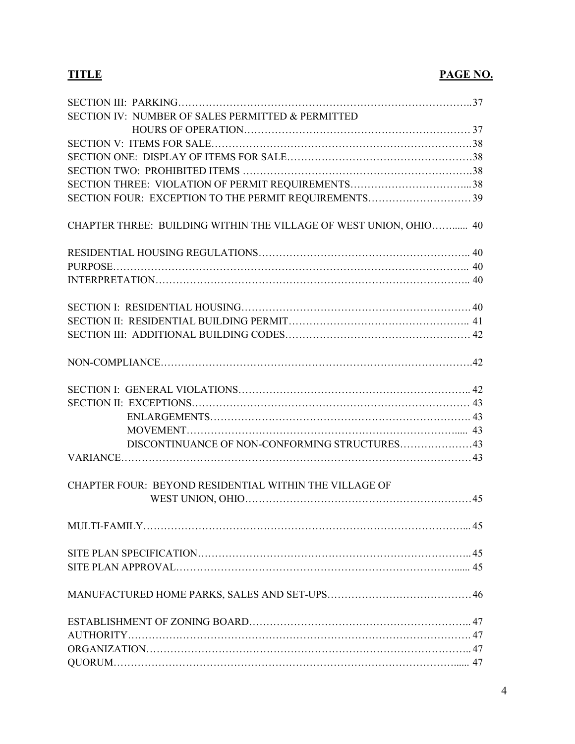| TITLE | PAGE NO. |
|---|---|
| SECTION III: PARKING | 37 |
| SECTION IV: NUMBER OF SALES PERMITTED & PERMITTED HOURS OF OPERATION | 37 |
| SECTION V: ITEMS FOR SALE | 38 |
| SECTION ONE: DISPLAY OF ITEMS FOR SALE | 38 |
| SECTION TWO: PROHIBITED ITEMS | 38 |
| SECTION THREE: VIOLATION OF PERMIT REQUIREMENTS | 38 |
| SECTION FOUR: EXCEPTION TO THE PERMIT REQUIREMENTS | 39 |
| CHAPTER THREE: BUILDING WITHIN THE VILLAGE OF WEST UNION, OHIO | 40 |
| RESIDENTIAL HOUSING REGULATIONS | 40 |
| PURPOSE | 40 |
| INTERPRETATION | 40 |
| SECTION I: RESIDENTIAL HOUSING | 40 |
| SECTION II: RESIDENTIAL BUILDING PERMIT | 41 |
| SECTION III: ADDITIONAL BUILDING CODES | 42 |
| NON-COMPLIANCE | 42 |
| SECTION I: GENERAL VIOLATIONS | 42 |
| SECTION II: EXCEPTIONS | 43 |
| ENLARGEMENTS | 43 |
| MOVEMENT | 43 |
| DISCONTINUANCE OF NON-CONFORMING STRUCTURES | 43 |
| VARIANCE | 43 |
| CHAPTER FOUR: BEYOND RESIDENTIAL WITHIN THE VILLAGE OF WEST UNION, OHIO | 45 |
| MULTI-FAMILY | 45 |
| SITE PLAN SPECIFICATION | 45 |
| SITE PLAN APPROVAL | 45 |
| MANUFACTURED HOME PARKS, SALES AND SET-UPS | 46 |
| ESTABLISHMENT OF ZONING BOARD | 47 |
| AUTHORITY | 47 |
| ORGANIZATION | 47 |
| QUORUM | 47 |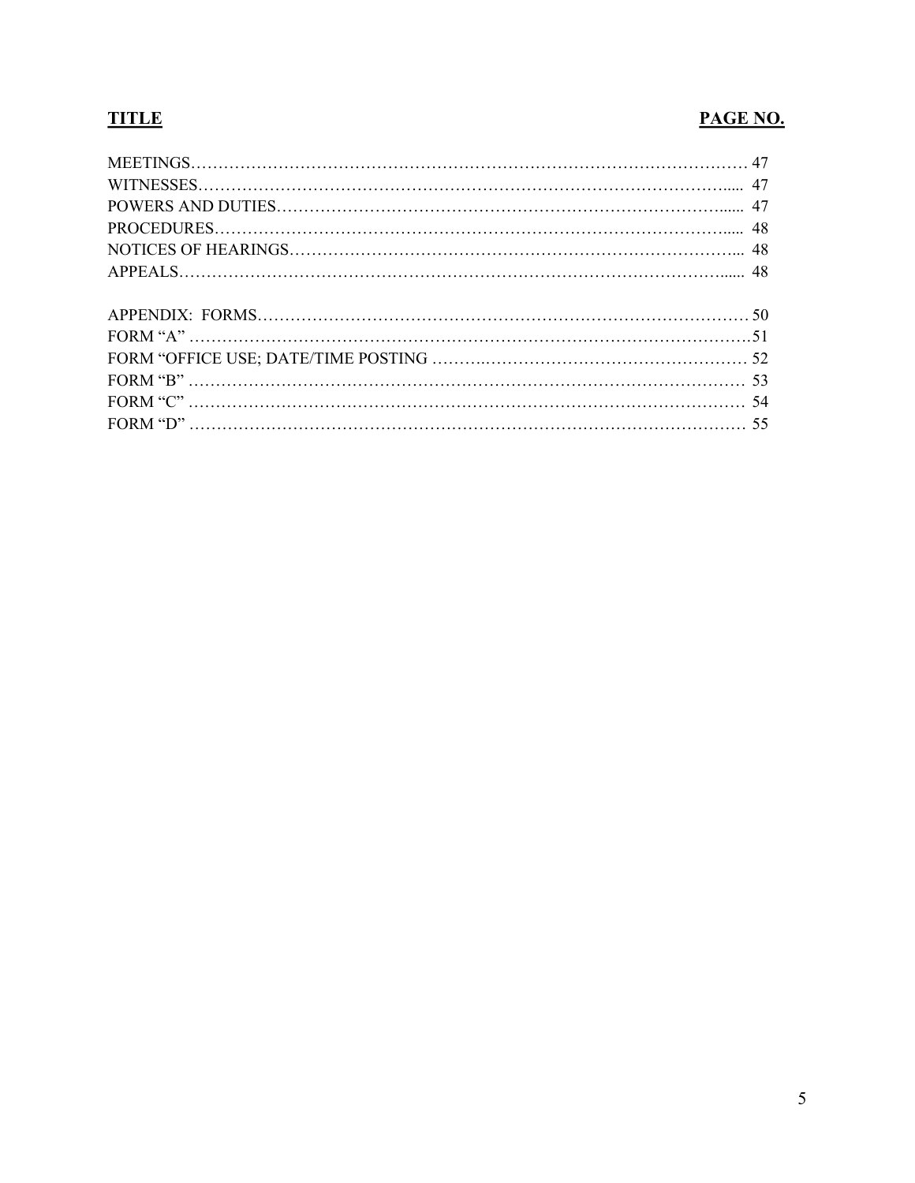| TITLE | PAGE NO. |
| --- | --- |
| MEETINGS | 47 |
| WITNESSES | 47 |
| POWERS AND DUTIES | 47 |
| PROCEDURES | 48 |
| NOTICES OF HEARINGS | 48 |
| APPEALS | 48 |
| | |
| APPENDIX: FORMS | 50 |
| FORM "A" | 51 |
| FORM "OFFICE USE; DATE/TIME POSTING | 52 |
| FORM "B" | 53 |
| FORM "C" | 54 |
| FORM "D" | 55 |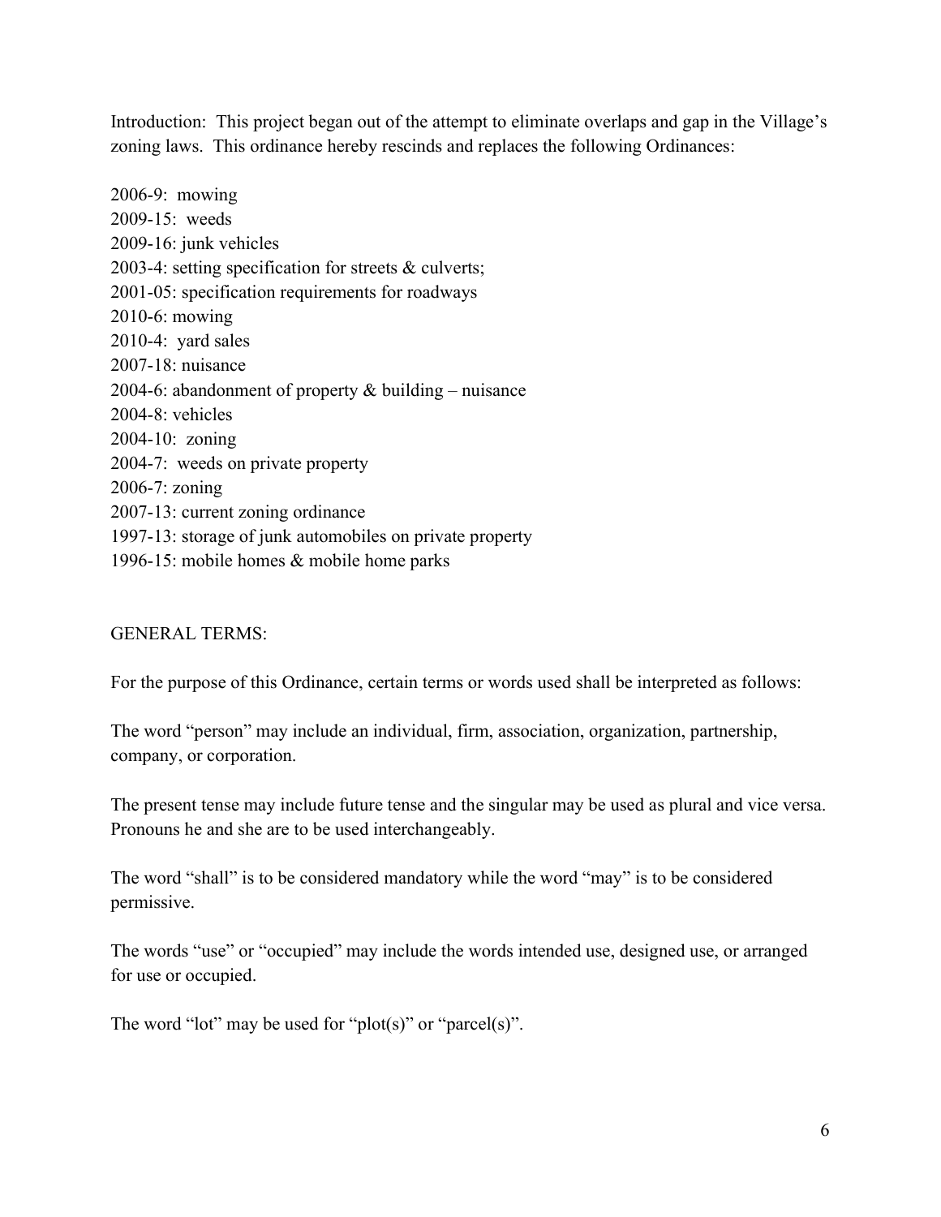Introduction: This project began out of the attempt to eliminate overlaps and gap in the Village's zoning laws. This ordinance hereby rescinds and replaces the following Ordinances:

2006-9: mowing
2009-15: weeds
2009-16: junk vehicles
2003-4: setting specification for streets & culverts;
2001-05: specification requirements for roadways
2010-6: mowing
2010-4: yard sales
2007-18: nuisance
2004-6: abandonment of property & building – nuisance
2004-8: vehicles
2004-10: zoning
2004-7: weeds on private property
2006-7: zoning
2007-13: current zoning ordinance
1997-13: storage of junk automobiles on private property
1996-15: mobile homes & mobile home parks

GENERAL TERMS:

For the purpose of this Ordinance, certain terms or words used shall be interpreted as follows:

The word "person" may include an individual, firm, association, organization, partnership, company, or corporation.

The present tense may include future tense and the singular may be used as plural and vice versa. Pronouns he and she are to be used interchangeably.

The word "shall" is to be considered mandatory while the word "may" is to be considered permissive.

The words "use" or "occupied" may include the words intended use, designed use, or arranged for use or occupied.

The word "lot" may be used for "plot(s)" or "parcel(s)".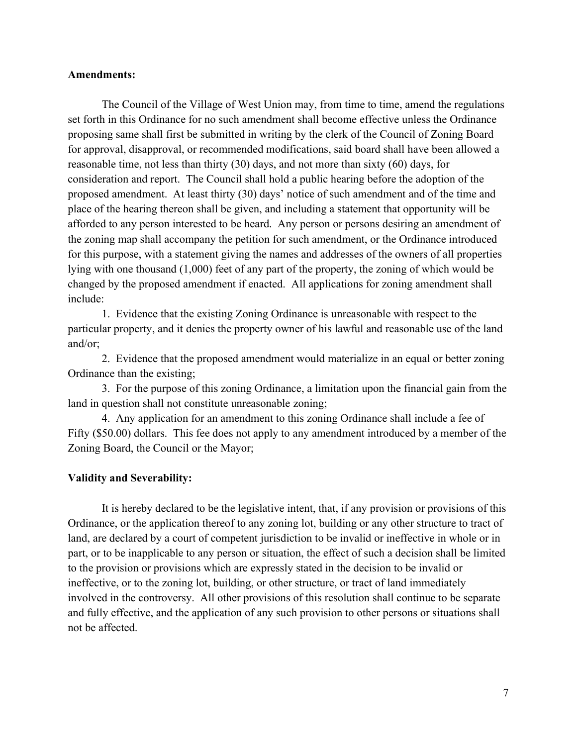**Amendments:**

The Council of the Village of West Union may, from time to time, amend the regulations set forth in this Ordinance for no such amendment shall become effective unless the Ordinance proposing same shall first be submitted in writing by the clerk of the Council of Zoning Board for approval, disapproval, or recommended modifications, said board shall have been allowed a reasonable time, not less than thirty (30) days, and not more than sixty (60) days, for consideration and report. The Council shall hold a public hearing before the adoption of the proposed amendment. At least thirty (30) days' notice of such amendment and of the time and place of the hearing thereon shall be given, and including a statement that opportunity will be afforded to any person interested to be heard. Any person or persons desiring an amendment of the zoning map shall accompany the petition for such amendment, or the Ordinance introduced for this purpose, with a statement giving the names and addresses of the owners of all properties lying with one thousand (1,000) feet of any part of the property, the zoning of which would be changed by the proposed amendment if enacted. All applications for zoning amendment shall include:

1. Evidence that the existing Zoning Ordinance is unreasonable with respect to the particular property, and it denies the property owner of his lawful and reasonable use of the land and/or;
2. Evidence that the proposed amendment would materialize in an equal or better zoning Ordinance than the existing;
3. For the purpose of this zoning Ordinance, a limitation upon the financial gain from the land in question shall not constitute unreasonable zoning;
4. Any application for an amendment to this zoning Ordinance shall include a fee of Fifty ($50.00) dollars. This fee does not apply to any amendment introduced by a member of the Zoning Board, the Council or the Mayor;

**Validity and Severability:**

It is hereby declared to be the legislative intent, that, if any provision or provisions of this Ordinance, or the application thereof to any zoning lot, building or any other structure to tract of land, are declared by a court of competent jurisdiction to be invalid or ineffective in whole or in part, or to be inapplicable to any person or situation, the effect of such a decision shall be limited to the provision or provisions which are expressly stated in the decision to be invalid or ineffective, or to the zoning lot, building, or other structure, or tract of land immediately involved in the controversy. All other provisions of this resolution shall continue to be separate and fully effective, and the application of any such provision to other persons or situations shall not be affected.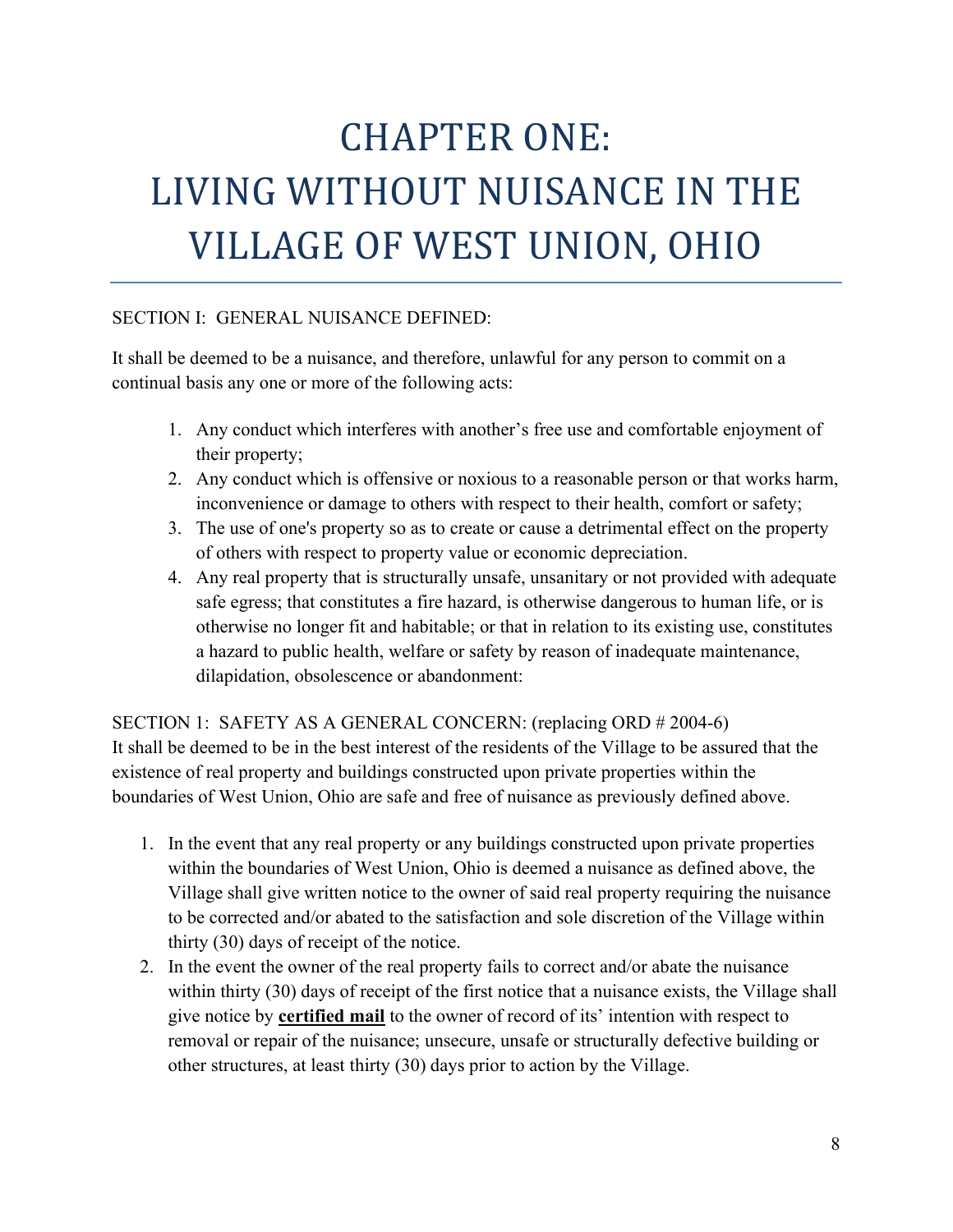# CHAPTER ONE: LIVING WITHOUT NUISANCE IN THE VILLAGE OF WEST UNION, OHIO

SECTION I: GENERAL NUISANCE DEFINED:

It shall be deemed to be a nuisance, and therefore, unlawful for any person to commit on a continual basis any one or more of the following acts:

1. Any conduct which interferes with another's free use and comfortable enjoyment of their property;
2. Any conduct which is offensive or noxious to a reasonable person or that works harm, inconvenience or damage to others with respect to their health, comfort or safety;
3. The use of one's property so as to create or cause a detrimental effect on the property of others with respect to property value or economic depreciation.
4. Any real property that is structurally unsafe, unsanitary or not provided with adequate safe egress; that constitutes a fire hazard, is otherwise dangerous to human life, or is otherwise no longer fit and habitable; or that in relation to its existing use, constitutes a hazard to public health, welfare or safety by reason of inadequate maintenance, dilapidation, obsolescence or abandonment:

SECTION 1: SAFETY AS A GENERAL CONCERN: (replacing ORD # 2004-6)
It shall be deemed to be in the best interest of the residents of the Village to be assured that the existence of real property and buildings constructed upon private properties within the boundaries of West Union, Ohio are safe and free of nuisance as previously defined above.

1. In the event that any real property or any buildings constructed upon private properties within the boundaries of West Union, Ohio is deemed a nuisance as defined above, the Village shall give written notice to the owner of said real property requiring the nuisance to be corrected and/or abated to the satisfaction and sole discretion of the Village within thirty (30) days of receipt of the notice.
2. In the event the owner of the real property fails to correct and/or abate the nuisance within thirty (30) days of receipt of the first notice that a nuisance exists, the Village shall give notice by **certified mail** to the owner of record of its' intention with respect to removal or repair of the nuisance; unsecure, unsafe or structurally defective building or other structures, at least thirty (30) days prior to action by the Village.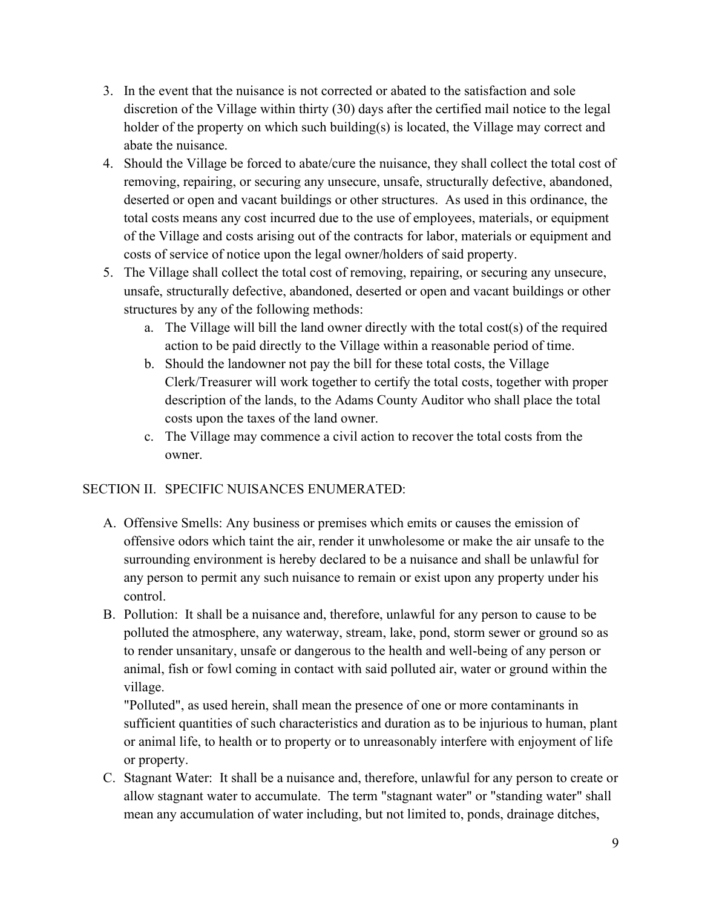3. In the event that the nuisance is not corrected or abated to the satisfaction and sole discretion of the Village within thirty (30) days after the certified mail notice to the legal holder of the property on which such building(s) is located, the Village may correct and abate the nuisance.
4. Should the Village be forced to abate/cure the nuisance, they shall collect the total cost of removing, repairing, or securing any unsecure, unsafe, structurally defective, abandoned, deserted or open and vacant buildings or other structures. As used in this ordinance, the total costs means any cost incurred due to the use of employees, materials, or equipment of the Village and costs arising out of the contracts for labor, materials or equipment and costs of service of notice upon the legal owner/holders of said property.
5. The Village shall collect the total cost of removing, repairing, or securing any unsecure, unsafe, structurally defective, abandoned, deserted or open and vacant buildings or other structures by any of the following methods:
    a. The Village will bill the land owner directly with the total cost(s) of the required action to be paid directly to the Village within a reasonable period of time.
    b. Should the landowner not pay the bill for these total costs, the Village Clerk/Treasurer will work together to certify the total costs, together with proper description of the lands, to the Adams County Auditor who shall place the total costs upon the taxes of the land owner.
    c. The Village may commence a civil action to recover the total costs from the owner.

## SECTION II. SPECIFIC NUISANCES ENUMERATED:

A. Offensive Smells: Any business or premises which emits or causes the emission of offensive odors which taint the air, render it unwholesome or make the air unsafe to the surrounding environment is hereby declared to be a nuisance and shall be unlawful for any person to permit any such nuisance to remain or exist upon any property under his control.

B. Pollution: It shall be a nuisance and, therefore, unlawful for any person to cause to be polluted the atmosphere, any waterway, stream, lake, pond, storm sewer or ground so as to render unsanitary, unsafe or dangerous to the health and well-being of any person or animal, fish or fowl coming in contact with said polluted air, water or ground within the village.

   "Polluted", as used herein, shall mean the presence of one or more contaminants in sufficient quantities of such characteristics and duration as to be injurious to human, plant or animal life, to health or to property or to unreasonably interfere with enjoyment of life or property.

C. Stagnant Water: It shall be a nuisance and, therefore, unlawful for any person to create or allow stagnant water to accumulate. The term "stagnant water" or "standing water" shall mean any accumulation of water including, but not limited to, ponds, drainage ditches,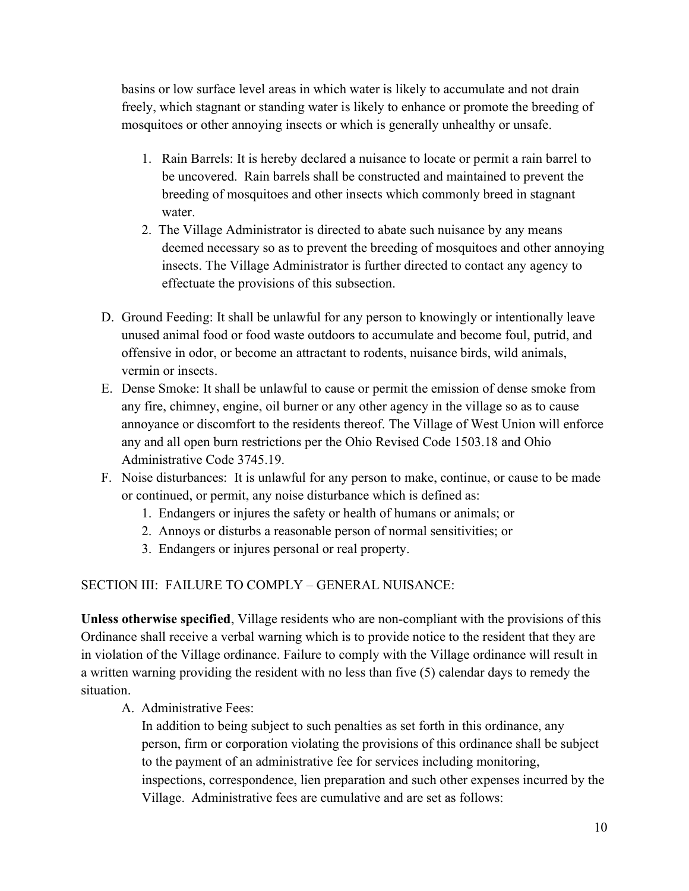basins or low surface level areas in which water is likely to accumulate and not drain freely, which stagnant or standing water is likely to enhance or promote the breeding of mosquitoes or other annoying insects or which is generally unhealthy or unsafe.

1. Rain Barrels: It is hereby declared a nuisance to locate or permit a rain barrel to be uncovered. Rain barrels shall be constructed and maintained to prevent the breeding of mosquitoes and other insects which commonly breed in stagnant water.
2. The Village Administrator is directed to abate such nuisance by any means deemed necessary so as to prevent the breeding of mosquitoes and other annoying insects. The Village Administrator is further directed to contact any agency to effectuate the provisions of this subsection.

D. Ground Feeding: It shall be unlawful for any person to knowingly or intentionally leave unused animal food or food waste outdoors to accumulate and become foul, putrid, and offensive in odor, or become an attractant to rodents, nuisance birds, wild animals, vermin or insects.

E. Dense Smoke: It shall be unlawful to cause or permit the emission of dense smoke from any fire, chimney, engine, oil burner or any other agency in the village so as to cause annoyance or discomfort to the residents thereof. The Village of West Union will enforce any and all open burn restrictions per the Ohio Revised Code 1503.18 and Ohio Administrative Code 3745.19.

F. Noise disturbances: It is unlawful for any person to make, continue, or cause to be made or continued, or permit, any noise disturbance which is defined as:
   1. Endangers or injures the safety or health of humans or animals; or
   2. Annoys or disturbs a reasonable person of normal sensitivities; or
   3. Endangers or injures personal or real property.

SECTION III: FAILURE TO COMPLY – GENERAL NUISANCE:

**Unless otherwise specified**, Village residents who are non-compliant with the provisions of this Ordinance shall receive a verbal warning which is to provide notice to the resident that they are in violation of the Village ordinance. Failure to comply with the Village ordinance will result in a written warning providing the resident with no less than five (5) calendar days to remedy the situation.

A. Administrative Fees:

   In addition to being subject to such penalties as set forth in this ordinance, any person, firm or corporation violating the provisions of this ordinance shall be subject to the payment of an administrative fee for services including monitoring, inspections, correspondence, lien preparation and such other expenses incurred by the Village. Administrative fees are cumulative and are set as follows: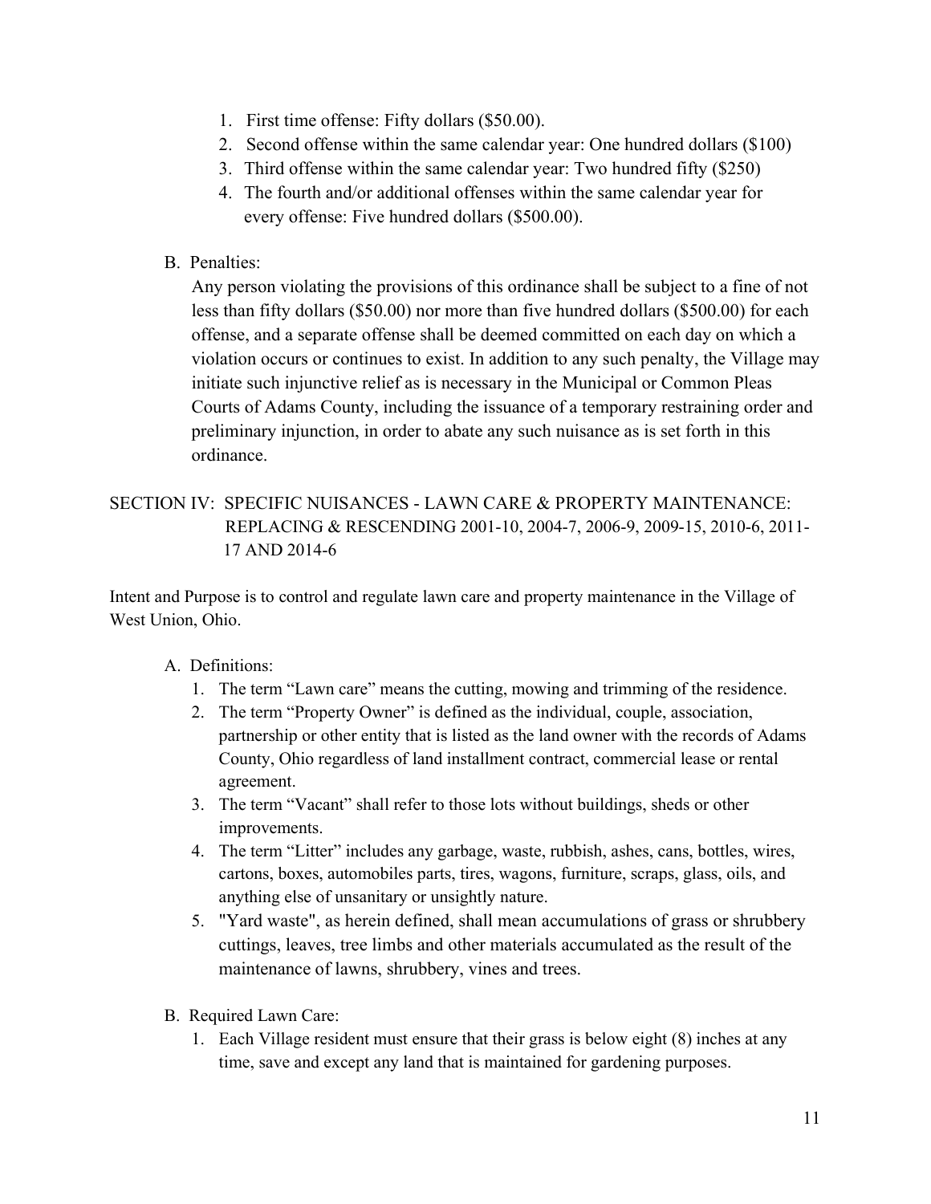1. First time offense: Fifty dollars ($50.00).
2. Second offense within the same calendar year: One hundred dollars ($100)
3. Third offense within the same calendar year: Two hundred fifty ($250)
4. The fourth and/or additional offenses within the same calendar year for every offense: Five hundred dollars ($500.00).

B. Penalties:

Any person violating the provisions of this ordinance shall be subject to a fine of not less than fifty dollars ($50.00) nor more than five hundred dollars ($500.00) for each offense, and a separate offense shall be deemed committed on each day on which a violation occurs or continues to exist. In addition to any such penalty, the Village may initiate such injunctive relief as is necessary in the Municipal or Common Pleas Courts of Adams County, including the issuance of a temporary restraining order and preliminary injunction, in order to abate any such nuisance as is set forth in this ordinance.

## SECTION IV: SPECIFIC NUISANCES - LAWN CARE & PROPERTY MAINTENANCE: REPLACING & RESCENDING 2001-10, 2004-7, 2006-9, 2009-15, 2010-6, 2011-17 AND 2014-6

Intent and Purpose is to control and regulate lawn care and property maintenance in the Village of West Union, Ohio.

A. Definitions:
   1. The term “Lawn care” means the cutting, mowing and trimming of the residence.
   2. The term “Property Owner” is defined as the individual, couple, association, partnership or other entity that is listed as the land owner with the records of Adams County, Ohio regardless of land installment contract, commercial lease or rental agreement.
   3. The term “Vacant” shall refer to those lots without buildings, sheds or other improvements.
   4. The term “Litter” includes any garbage, waste, rubbish, ashes, cans, bottles, wires, cartons, boxes, automobiles parts, tires, wagons, furniture, scraps, glass, oils, and anything else of unsanitary or unsightly nature.
   5. "Yard waste", as herein defined, shall mean accumulations of grass or shrubbery cuttings, leaves, tree limbs and other materials accumulated as the result of the maintenance of lawns, shrubbery, vines and trees.

B. Required Lawn Care:
   1. Each Village resident must ensure that their grass is below eight (8) inches at any time, save and except any land that is maintained for gardening purposes.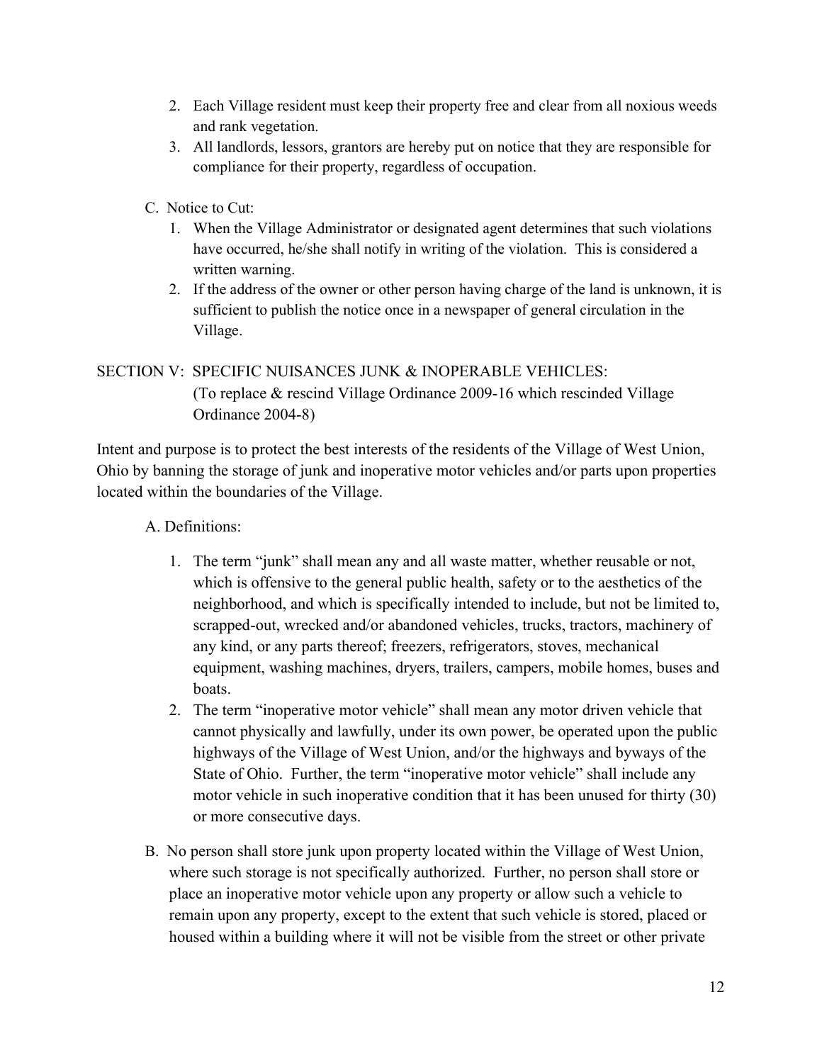2. Each Village resident must keep their property free and clear from all noxious weeds and rank vegetation.
3. All landlords, lessors, grantors are hereby put on notice that they are responsible for compliance for their property, regardless of occupation.

C. Notice to Cut:

1. When the Village Administrator or designated agent determines that such violations have occurred, he/she shall notify in writing of the violation. This is considered a written warning.
2. If the address of the owner or other person having charge of the land is unknown, it is sufficient to publish the notice once in a newspaper of general circulation in the Village.

## SECTION V: SPECIFIC NUISANCES JUNK & INOPERABLE VEHICLES:

(To replace & rescind Village Ordinance 2009-16 which rescinded Village Ordinance 2004-8)

Intent and purpose is to protect the best interests of the residents of the Village of West Union, Ohio by banning the storage of junk and inoperative motor vehicles and/or parts upon properties located within the boundaries of the Village.

A. Definitions:

1. The term "junk" shall mean any and all waste matter, whether reusable or not, which is offensive to the general public health, safety or to the aesthetics of the neighborhood, and which is specifically intended to include, but not be limited to, scrapped-out, wrecked and/or abandoned vehicles, trucks, tractors, machinery of any kind, or any parts thereof; freezers, refrigerators, stoves, mechanical equipment, washing machines, dryers, trailers, campers, mobile homes, buses and boats.
2. The term "inoperative motor vehicle" shall mean any motor driven vehicle that cannot physically and lawfully, under its own power, be operated upon the public highways of the Village of West Union, and/or the highways and byways of the State of Ohio. Further, the term "inoperative motor vehicle" shall include any motor vehicle in such inoperative condition that it has been unused for thirty (30) or more consecutive days.

B. No person shall store junk upon property located within the Village of West Union, where such storage is not specifically authorized. Further, no person shall store or place an inoperative motor vehicle upon any property or allow such a vehicle to remain upon any property, except to the extent that such vehicle is stored, placed or housed within a building where it will not be visible from the street or other private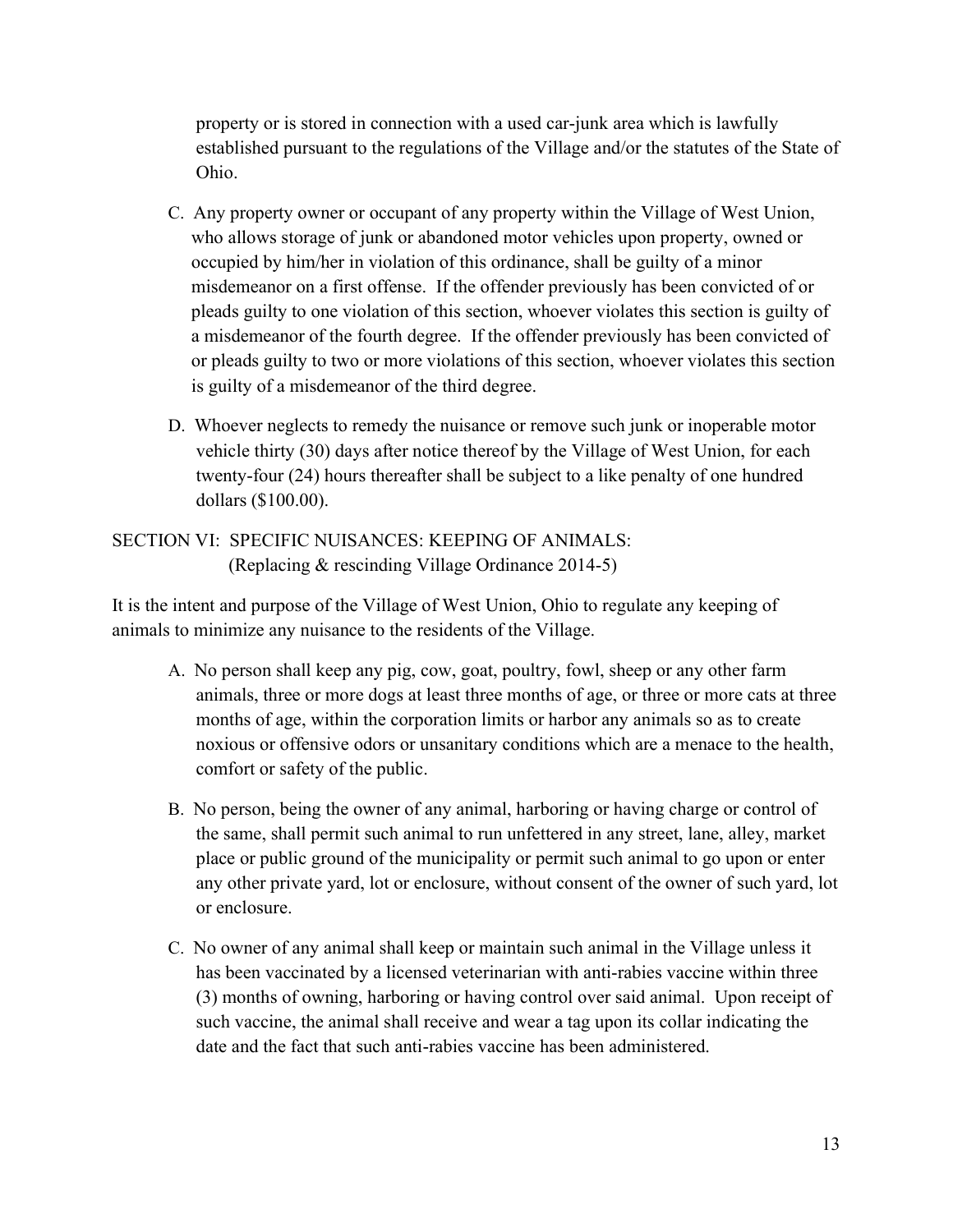property or is stored in connection with a used car-junk area which is lawfully established pursuant to the regulations of the Village and/or the statutes of the State of Ohio.

C. Any property owner or occupant of any property within the Village of West Union, who allows storage of junk or abandoned motor vehicles upon property, owned or occupied by him/her in violation of this ordinance, shall be guilty of a minor misdemeanor on a first offense. If the offender previously has been convicted of or pleads guilty to one violation of this section, whoever violates this section is guilty of a misdemeanor of the fourth degree. If the offender previously has been convicted of or pleads guilty to two or more violations of this section, whoever violates this section is guilty of a misdemeanor of the third degree.

D. Whoever neglects to remedy the nuisance or remove such junk or inoperable motor vehicle thirty (30) days after notice thereof by the Village of West Union, for each twenty-four (24) hours thereafter shall be subject to a like penalty of one hundred dollars ($100.00).

## SECTION VI: SPECIFIC NUISANCES: KEEPING OF ANIMALS: (Replacing & rescinding Village Ordinance 2014-5)

It is the intent and purpose of the Village of West Union, Ohio to regulate any keeping of animals to minimize any nuisance to the residents of the Village.

A. No person shall keep any pig, cow, goat, poultry, fowl, sheep or any other farm animals, three or more dogs at least three months of age, or three or more cats at three months of age, within the corporation limits or harbor any animals so as to create noxious or offensive odors or unsanitary conditions which are a menace to the health, comfort or safety of the public.

B. No person, being the owner of any animal, harboring or having charge or control of the same, shall permit such animal to run unfettered in any street, lane, alley, market place or public ground of the municipality or permit such animal to go upon or enter any other private yard, lot or enclosure, without consent of the owner of such yard, lot or enclosure.

C. No owner of any animal shall keep or maintain such animal in the Village unless it has been vaccinated by a licensed veterinarian with anti-rabies vaccine within three (3) months of owning, harboring or having control over said animal. Upon receipt of such vaccine, the animal shall receive and wear a tag upon its collar indicating the date and the fact that such anti-rabies vaccine has been administered.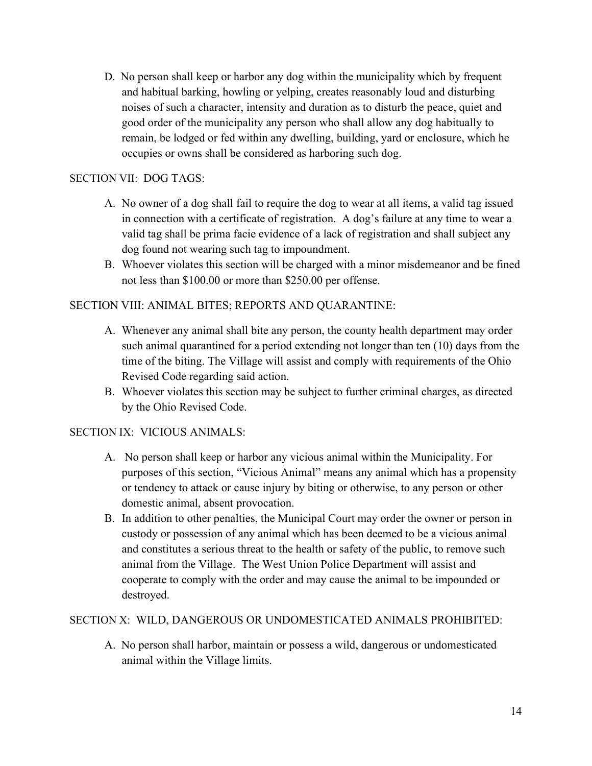D. No person shall keep or harbor any dog within the municipality which by frequent and habitual barking, howling or yelping, creates reasonably loud and disturbing noises of such a character, intensity and duration as to disturb the peace, quiet and good order of the municipality any person who shall allow any dog habitually to remain, be lodged or fed within any dwelling, building, yard or enclosure, which he occupies or owns shall be considered as harboring such dog.

## SECTION VII: DOG TAGS:

A. No owner of a dog shall fail to require the dog to wear at all items, a valid tag issued in connection with a certificate of registration. A dog's failure at any time to wear a valid tag shall be prima facie evidence of a lack of registration and shall subject any dog found not wearing such tag to impoundment.
B. Whoever violates this section will be charged with a minor misdemeanor and be fined not less than $100.00 or more than $250.00 per offense.

## SECTION VIII: ANIMAL BITES; REPORTS AND QUARANTINE:

A. Whenever any animal shall bite any person, the county health department may order such animal quarantined for a period extending not longer than ten (10) days from the time of the biting. The Village will assist and comply with requirements of the Ohio Revised Code regarding said action.
B. Whoever violates this section may be subject to further criminal charges, as directed by the Ohio Revised Code.

## SECTION IX: VICIOUS ANIMALS:

A. No person shall keep or harbor any vicious animal within the Municipality. For purposes of this section, "Vicious Animal" means any animal which has a propensity or tendency to attack or cause injury by biting or otherwise, to any person or other domestic animal, absent provocation.
B. In addition to other penalties, the Municipal Court may order the owner or person in custody or possession of any animal which has been deemed to be a vicious animal and constitutes a serious threat to the health or safety of the public, to remove such animal from the Village. The West Union Police Department will assist and cooperate to comply with the order and may cause the animal to be impounded or destroyed.

## SECTION X: WILD, DANGEROUS OR UNDOMESTICATED ANIMALS PROHIBITED:

A. No person shall harbor, maintain or possess a wild, dangerous or undomesticated animal within the Village limits.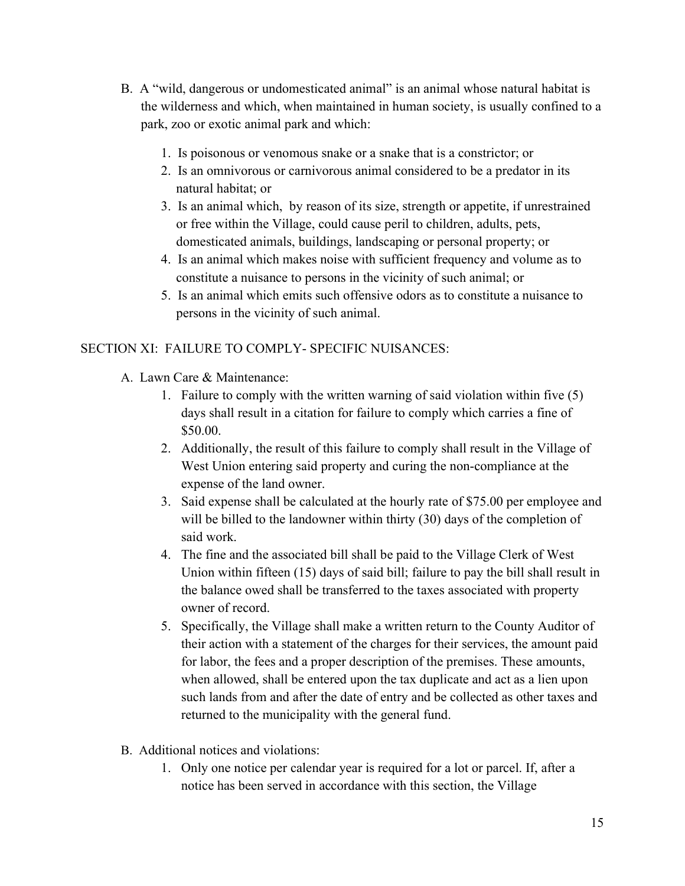B. A "wild, dangerous or undomesticated animal" is an animal whose natural habitat is the wilderness and which, when maintained in human society, is usually confined to a park, zoo or exotic animal park and which:

   1. Is poisonous or venomous snake or a snake that is a constrictor; or
   2. Is an omnivorous or carnivorous animal considered to be a predator in its natural habitat; or
   3. Is an animal which, by reason of its size, strength or appetite, if unrestrained or free within the Village, could cause peril to children, adults, pets, domesticated animals, buildings, landscaping or personal property; or
   4. Is an animal which makes noise with sufficient frequency and volume as to constitute a nuisance to persons in the vicinity of such animal; or
   5. Is an animal which emits such offensive odors as to constitute a nuisance to persons in the vicinity of such animal.

## SECTION XI: FAILURE TO COMPLY- SPECIFIC NUISANCES:

A. Lawn Care & Maintenance:
   1. Failure to comply with the written warning of said violation within five (5) days shall result in a citation for failure to comply which carries a fine of $50.00.
   2. Additionally, the result of this failure to comply shall result in the Village of West Union entering said property and curing the non-compliance at the expense of the land owner.
   3. Said expense shall be calculated at the hourly rate of $75.00 per employee and will be billed to the landowner within thirty (30) days of the completion of said work.
   4. The fine and the associated bill shall be paid to the Village Clerk of West Union within fifteen (15) days of said bill; failure to pay the bill shall result in the balance owed shall be transferred to the taxes associated with property owner of record.
   5. Specifically, the Village shall make a written return to the County Auditor of their action with a statement of the charges for their services, the amount paid for labor, the fees and a proper description of the premises. These amounts, when allowed, shall be entered upon the tax duplicate and act as a lien upon such lands from and after the date of entry and be collected as other taxes and returned to the municipality with the general fund.

B. Additional notices and violations:
   1. Only one notice per calendar year is required for a lot or parcel. If, after a notice has been served in accordance with this section, the Village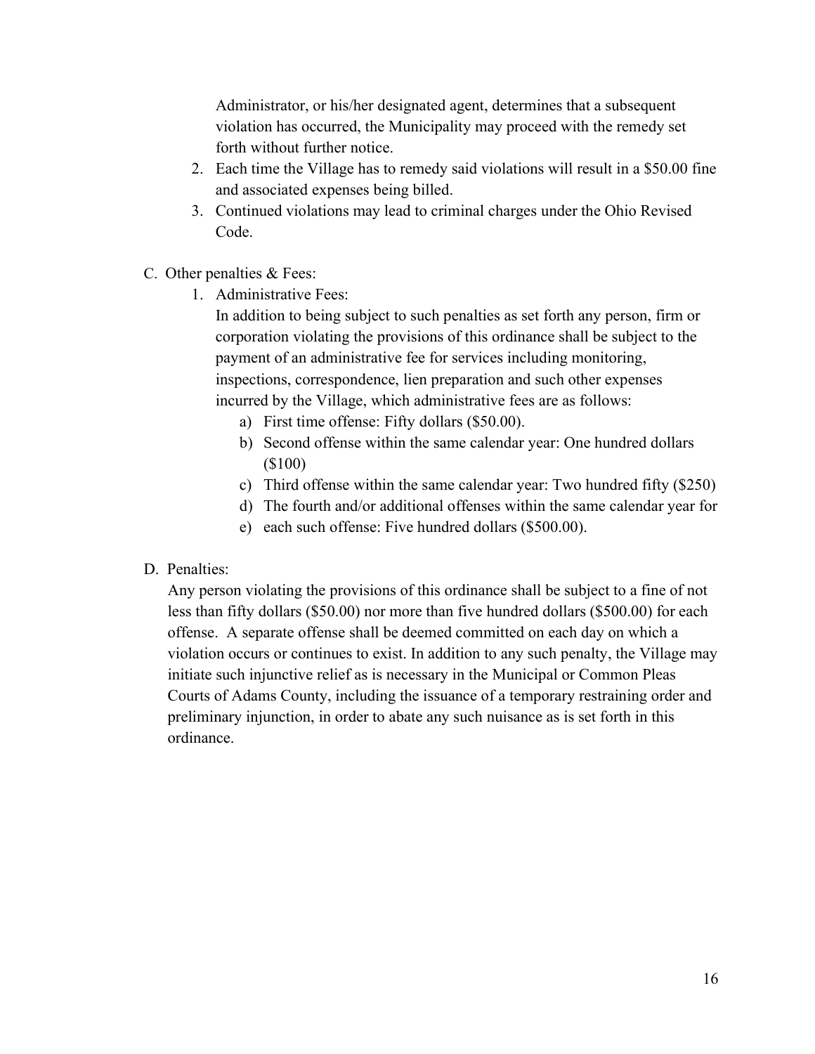Administrator, or his/her designated agent, determines that a subsequent violation has occurred, the Municipality may proceed with the remedy set forth without further notice.

2. Each time the Village has to remedy said violations will result in a $50.00 fine and associated expenses being billed.
3. Continued violations may lead to criminal charges under the Ohio Revised Code.

C. Other penalties & Fees:

1. Administrative Fees:

   In addition to being subject to such penalties as set forth any person, firm or corporation violating the provisions of this ordinance shall be subject to the payment of an administrative fee for services including monitoring, inspections, correspondence, lien preparation and such other expenses incurred by the Village, which administrative fees are as follows:

   a) First time offense: Fifty dollars ($50.00).
   b) Second offense within the same calendar year: One hundred dollars ($100)
   c) Third offense within the same calendar year: Two hundred fifty ($250)
   d) The fourth and/or additional offenses within the same calendar year for
   e) each such offense: Five hundred dollars ($500.00).

D. Penalties:

Any person violating the provisions of this ordinance shall be subject to a fine of not less than fifty dollars ($50.00) nor more than five hundred dollars ($500.00) for each offense. A separate offense shall be deemed committed on each day on which a violation occurs or continues to exist. In addition to any such penalty, the Village may initiate such injunctive relief as is necessary in the Municipal or Common Pleas Courts of Adams County, including the issuance of a temporary restraining order and preliminary injunction, in order to abate any such nuisance as is set forth in this ordinance.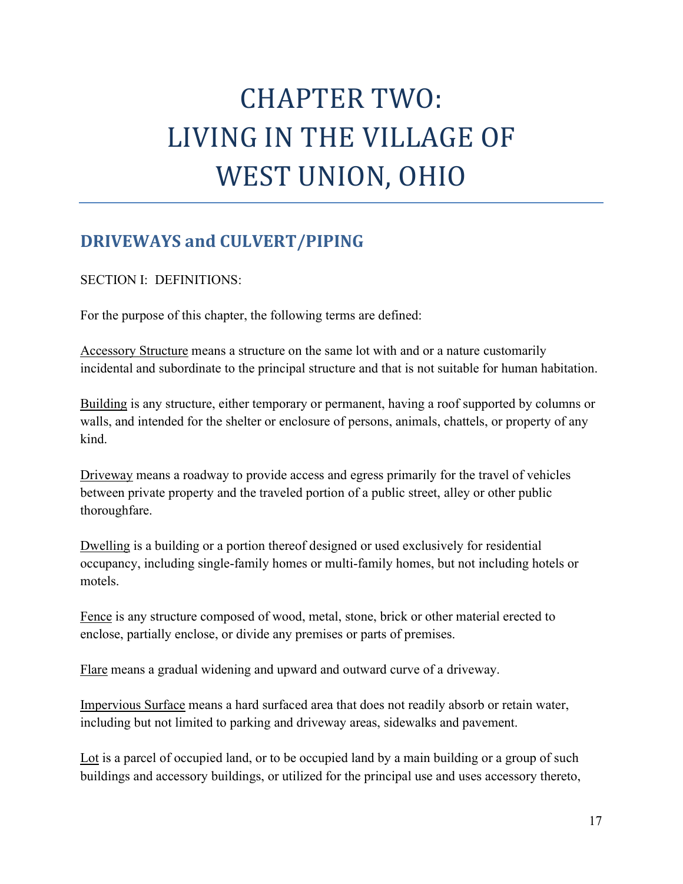# CHAPTER TWO: LIVING IN THE VILLAGE OF WEST UNION, OHIO

## DRIVEWAYS and CULVERT/PIPING

SECTION I: DEFINITIONS:

For the purpose of this chapter, the following terms are defined:

Accessory Structure means a structure on the same lot with and or a nature customarily incidental and subordinate to the principal structure and that is not suitable for human habitation.

Building is any structure, either temporary or permanent, having a roof supported by columns or walls, and intended for the shelter or enclosure of persons, animals, chattels, or property of any kind.

Driveway means a roadway to provide access and egress primarily for the travel of vehicles between private property and the traveled portion of a public street, alley or other public thoroughfare.

Dwelling is a building or a portion thereof designed or used exclusively for residential occupancy, including single-family homes or multi-family homes, but not including hotels or motels.

Fence is any structure composed of wood, metal, stone, brick or other material erected to enclose, partially enclose, or divide any premises or parts of premises.

Flare means a gradual widening and upward and outward curve of a driveway.

Impervious Surface means a hard surfaced area that does not readily absorb or retain water, including but not limited to parking and driveway areas, sidewalks and pavement.

Lot is a parcel of occupied land, or to be occupied land by a main building or a group of such buildings and accessory buildings, or utilized for the principal use and uses accessory thereto,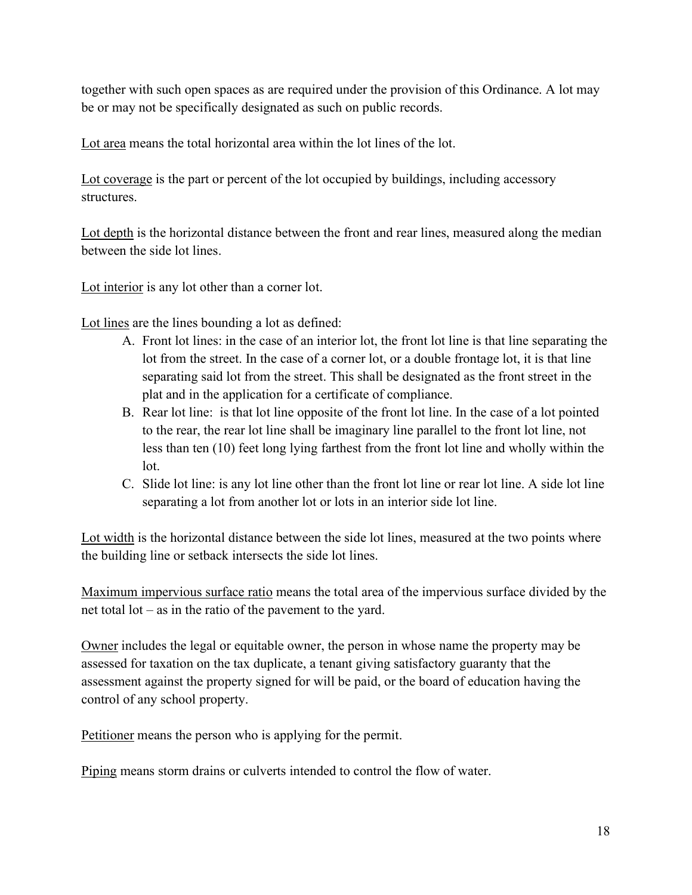together with such open spaces as are required under the provision of this Ordinance. A lot may be or may not be specifically designated as such on public records.

<u>Lot area</u> means the total horizontal area within the lot lines of the lot.

<u>Lot coverage</u> is the part or percent of the lot occupied by buildings, including accessory structures.

<u>Lot depth</u> is the horizontal distance between the front and rear lines, measured along the median between the side lot lines.

<u>Lot interior</u> is any lot other than a corner lot.

<u>Lot lines</u> are the lines bounding a lot as defined:

A. Front lot lines: in the case of an interior lot, the front lot line is that line separating the lot from the street. In the case of a corner lot, or a double frontage lot, it is that line separating said lot from the street. This shall be designated as the front street in the plat and in the application for a certificate of compliance.
B. Rear lot line: is that lot line opposite of the front lot line. In the case of a lot pointed to the rear, the rear lot line shall be imaginary line parallel to the front lot line, not less than ten (10) feet long lying farthest from the front lot line and wholly within the lot.
C. Slide lot line: is any lot line other than the front lot line or rear lot line. A side lot line separating a lot from another lot or lots in an interior side lot line.

<u>Lot width</u> is the horizontal distance between the side lot lines, measured at the two points where the building line or setback intersects the side lot lines.

<u>Maximum impervious surface ratio</u> means the total area of the impervious surface divided by the net total lot – as in the ratio of the pavement to the yard.

<u>Owner</u> includes the legal or equitable owner, the person in whose name the property may be assessed for taxation on the tax duplicate, a tenant giving satisfactory guaranty that the assessment against the property signed for will be paid, or the board of education having the control of any school property.

<u>Petitioner</u> means the person who is applying for the permit.

<u>Piping</u> means storm drains or culverts intended to control the flow of water.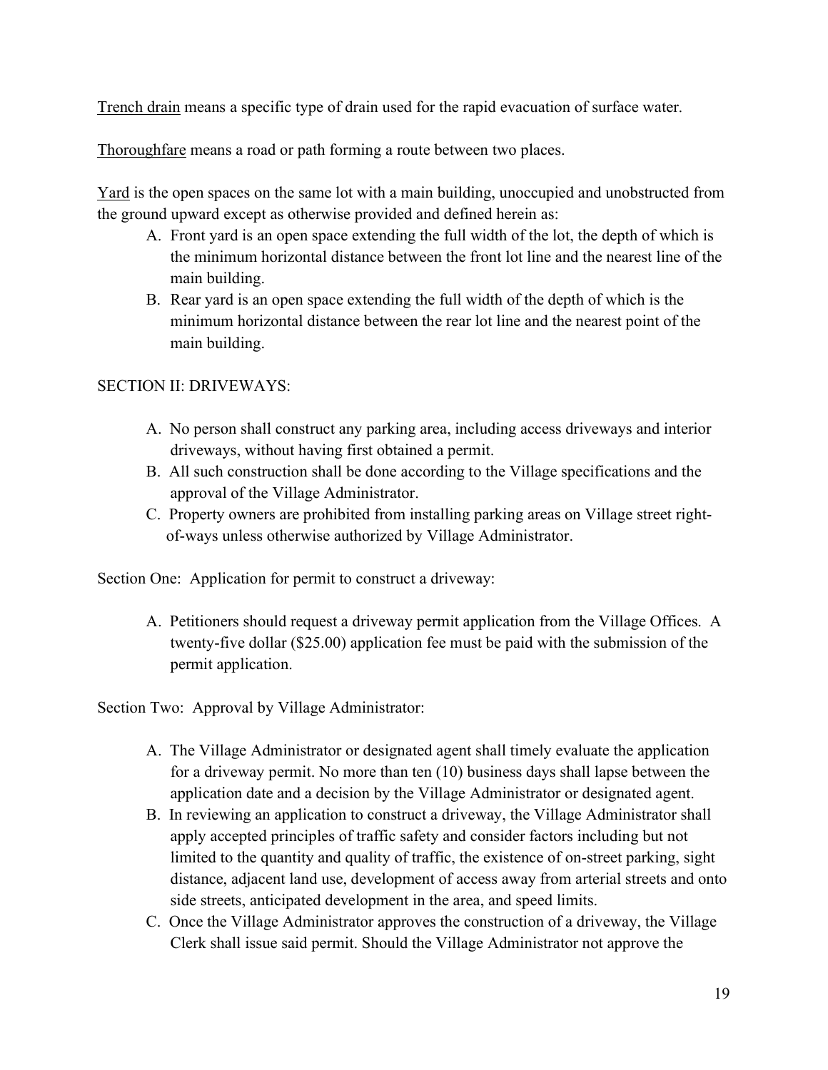Trench drain means a specific type of drain used for the rapid evacuation of surface water.

Thoroughfare means a road or path forming a route between two places.

Yard is the open spaces on the same lot with a main building, unoccupied and unobstructed from the ground upward except as otherwise provided and defined herein as:

A. Front yard is an open space extending the full width of the lot, the depth of which is the minimum horizontal distance between the front lot line and the nearest line of the main building.
B. Rear yard is an open space extending the full width of the depth of which is the minimum horizontal distance between the rear lot line and the nearest point of the main building.

## SECTION II: DRIVEWAYS:

A. No person shall construct any parking area, including access driveways and interior driveways, without having first obtained a permit.
B. All such construction shall be done according to the Village specifications and the approval of the Village Administrator.
C. Property owners are prohibited from installing parking areas on Village street right-of-ways unless otherwise authorized by Village Administrator.

### Section One: Application for permit to construct a driveway:

A. Petitioners should request a driveway permit application from the Village Offices. A twenty-five dollar ($25.00) application fee must be paid with the submission of the permit application.

### Section Two: Approval by Village Administrator:

A. The Village Administrator or designated agent shall timely evaluate the application for a driveway permit. No more than ten (10) business days shall lapse between the application date and a decision by the Village Administrator or designated agent.
B. In reviewing an application to construct a driveway, the Village Administrator shall apply accepted principles of traffic safety and consider factors including but not limited to the quantity and quality of traffic, the existence of on-street parking, sight distance, adjacent land use, development of access away from arterial streets and onto side streets, anticipated development in the area, and speed limits.
C. Once the Village Administrator approves the construction of a driveway, the Village Clerk shall issue said permit. Should the Village Administrator not approve the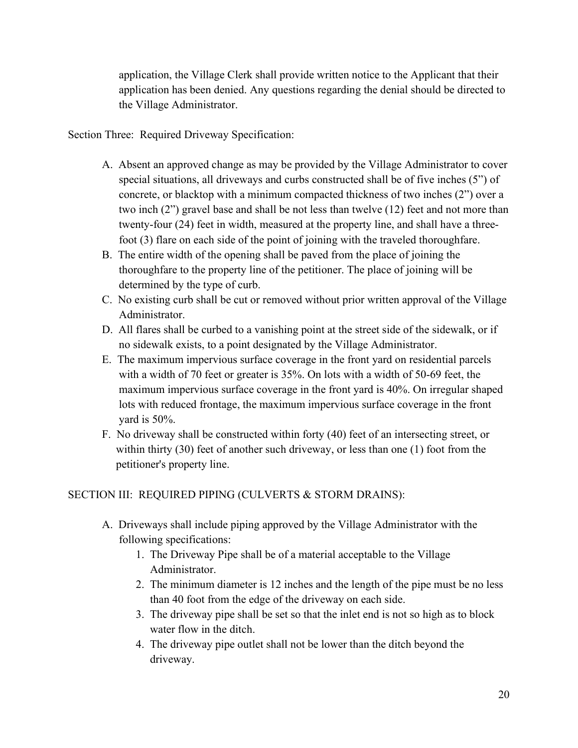application, the Village Clerk shall provide written notice to the Applicant that their application has been denied. Any questions regarding the denial should be directed to the Village Administrator.

Section Three: Required Driveway Specification:

A. Absent an approved change as may be provided by the Village Administrator to cover special situations, all driveways and curbs constructed shall be of five inches (5") of concrete, or blacktop with a minimum compacted thickness of two inches (2") over a two inch (2") gravel base and shall be not less than twelve (12) feet and not more than twenty-four (24) feet in width, measured at the property line, and shall have a three-foot (3) flare on each side of the point of joining with the traveled thoroughfare.
B. The entire width of the opening shall be paved from the place of joining the thoroughfare to the property line of the petitioner. The place of joining will be determined by the type of curb.
C. No existing curb shall be cut or removed without prior written approval of the Village Administrator.
D. All flares shall be curbed to a vanishing point at the street side of the sidewalk, or if no sidewalk exists, to a point designated by the Village Administrator.
E. The maximum impervious surface coverage in the front yard on residential parcels with a width of 70 feet or greater is 35%. On lots with a width of 50-69 feet, the maximum impervious surface coverage in the front yard is 40%. On irregular shaped lots with reduced frontage, the maximum impervious surface coverage in the front yard is 50%.
F. No driveway shall be constructed within forty (40) feet of an intersecting street, or within thirty (30) feet of another such driveway, or less than one (1) foot from the petitioner's property line.

SECTION III: REQUIRED PIPING (CULVERTS & STORM DRAINS):

A. Driveways shall include piping approved by the Village Administrator with the following specifications:
    1. The Driveway Pipe shall be of a material acceptable to the Village Administrator.
    2. The minimum diameter is 12 inches and the length of the pipe must be no less than 40 foot from the edge of the driveway on each side.
    3. The driveway pipe shall be set so that the inlet end is not so high as to block water flow in the ditch.
    4. The driveway pipe outlet shall not be lower than the ditch beyond the driveway.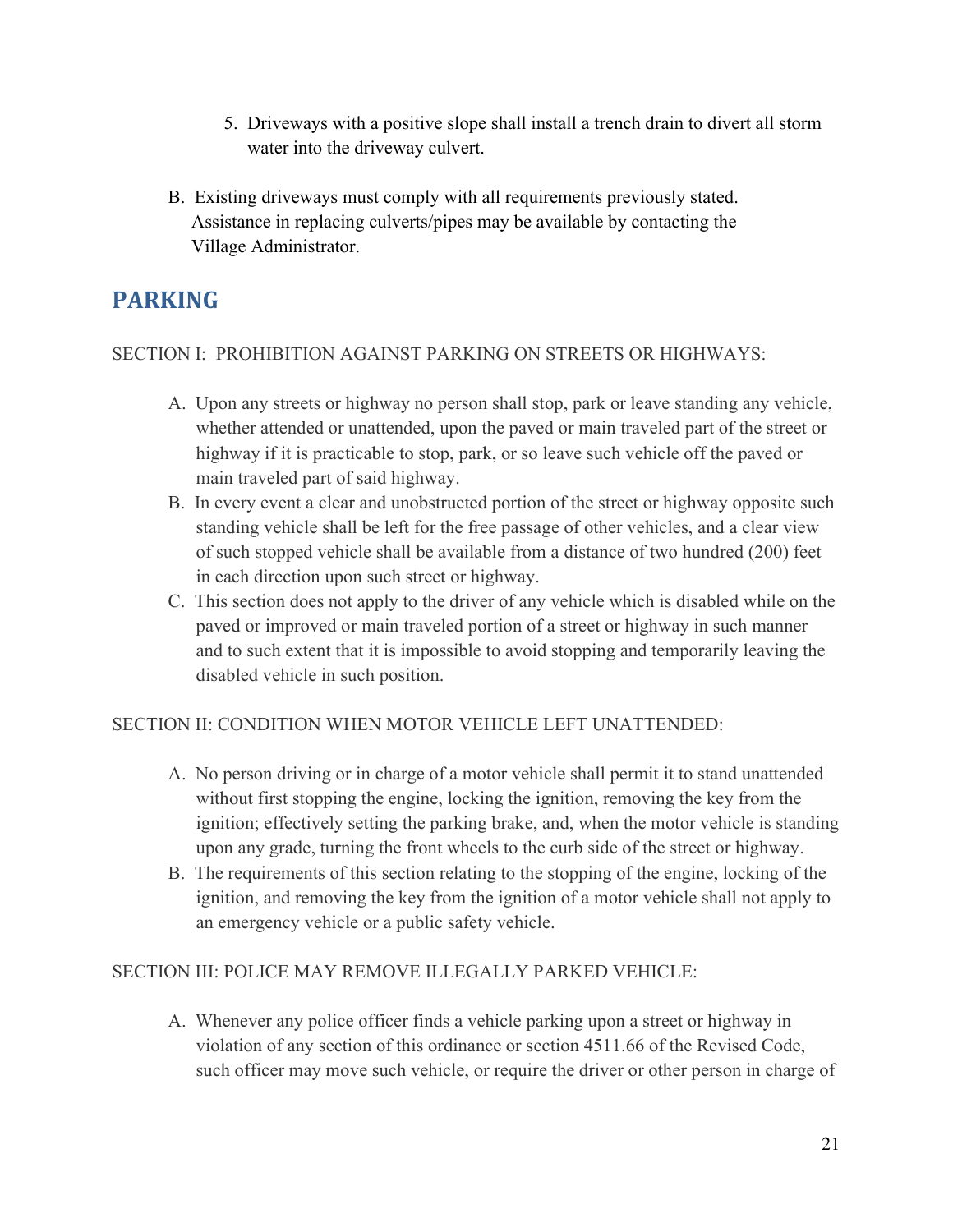5. Driveways with a positive slope shall install a trench drain to divert all storm water into the driveway culvert.

B. Existing driveways must comply with all requirements previously stated. Assistance in replacing culverts/pipes may be available by contacting the Village Administrator.

## PARKING

SECTION I: PROHIBITION AGAINST PARKING ON STREETS OR HIGHWAYS:

A. Upon any streets or highway no person shall stop, park or leave standing any vehicle, whether attended or unattended, upon the paved or main traveled part of the street or highway if it is practicable to stop, park, or so leave such vehicle off the paved or main traveled part of said highway.
B. In every event a clear and unobstructed portion of the street or highway opposite such standing vehicle shall be left for the free passage of other vehicles, and a clear view of such stopped vehicle shall be available from a distance of two hundred (200) feet in each direction upon such street or highway.
C. This section does not apply to the driver of any vehicle which is disabled while on the paved or improved or main traveled portion of a street or highway in such manner and to such extent that it is impossible to avoid stopping and temporarily leaving the disabled vehicle in such position.

SECTION II: CONDITION WHEN MOTOR VEHICLE LEFT UNATTENDED:

A. No person driving or in charge of a motor vehicle shall permit it to stand unattended without first stopping the engine, locking the ignition, removing the key from the ignition; effectively setting the parking brake, and, when the motor vehicle is standing upon any grade, turning the front wheels to the curb side of the street or highway.
B. The requirements of this section relating to the stopping of the engine, locking of the ignition, and removing the key from the ignition of a motor vehicle shall not apply to an emergency vehicle or a public safety vehicle.

SECTION III: POLICE MAY REMOVE ILLEGALLY PARKED VEHICLE:

A. Whenever any police officer finds a vehicle parking upon a street or highway in violation of any section of this ordinance or section 4511.66 of the Revised Code, such officer may move such vehicle, or require the driver or other person in charge of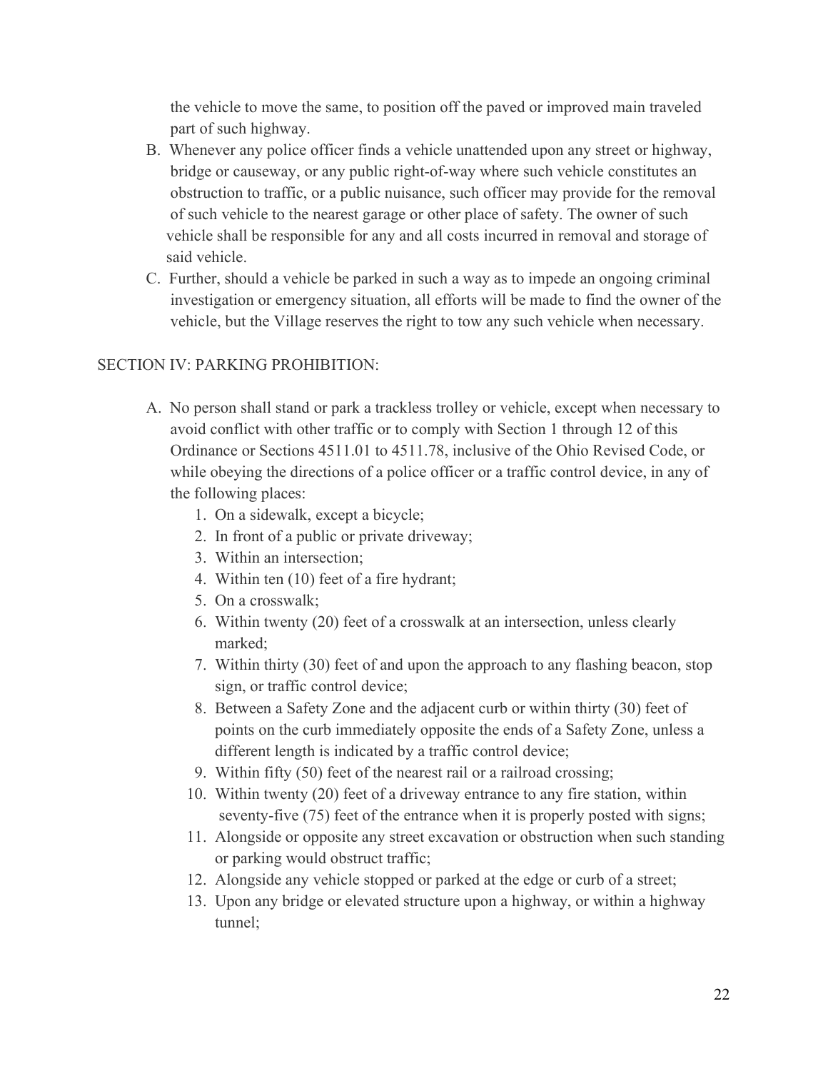the vehicle to move the same, to position off the paved or improved main traveled part of such highway.

B. Whenever any police officer finds a vehicle unattended upon any street or highway, bridge or causeway, or any public right-of-way where such vehicle constitutes an obstruction to traffic, or a public nuisance, such officer may provide for the removal of such vehicle to the nearest garage or other place of safety. The owner of such vehicle shall be responsible for any and all costs incurred in removal and storage of said vehicle.
C. Further, should a vehicle be parked in such a way as to impede an ongoing criminal investigation or emergency situation, all efforts will be made to find the owner of the vehicle, but the Village reserves the right to tow any such vehicle when necessary.

## SECTION IV: PARKING PROHIBITION:

A. No person shall stand or park a trackless trolley or vehicle, except when necessary to avoid conflict with other traffic or to comply with Section 1 through 12 of this Ordinance or Sections 4511.01 to 4511.78, inclusive of the Ohio Revised Code, or while obeying the directions of a police officer or a traffic control device, in any of the following places:
    1. On a sidewalk, except a bicycle;
    2. In front of a public or private driveway;
    3. Within an intersection;
    4. Within ten (10) feet of a fire hydrant;
    5. On a crosswalk;
    6. Within twenty (20) feet of a crosswalk at an intersection, unless clearly marked;
    7. Within thirty (30) feet of and upon the approach to any flashing beacon, stop sign, or traffic control device;
    8. Between a Safety Zone and the adjacent curb or within thirty (30) feet of points on the curb immediately opposite the ends of a Safety Zone, unless a different length is indicated by a traffic control device;
    9. Within fifty (50) feet of the nearest rail or a railroad crossing;
    10. Within twenty (20) feet of a driveway entrance to any fire station, within seventy-five (75) feet of the entrance when it is properly posted with signs;
    11. Alongside or opposite any street excavation or obstruction when such standing or parking would obstruct traffic;
    12. Alongside any vehicle stopped or parked at the edge or curb of a street;
    13. Upon any bridge or elevated structure upon a highway, or within a highway tunnel;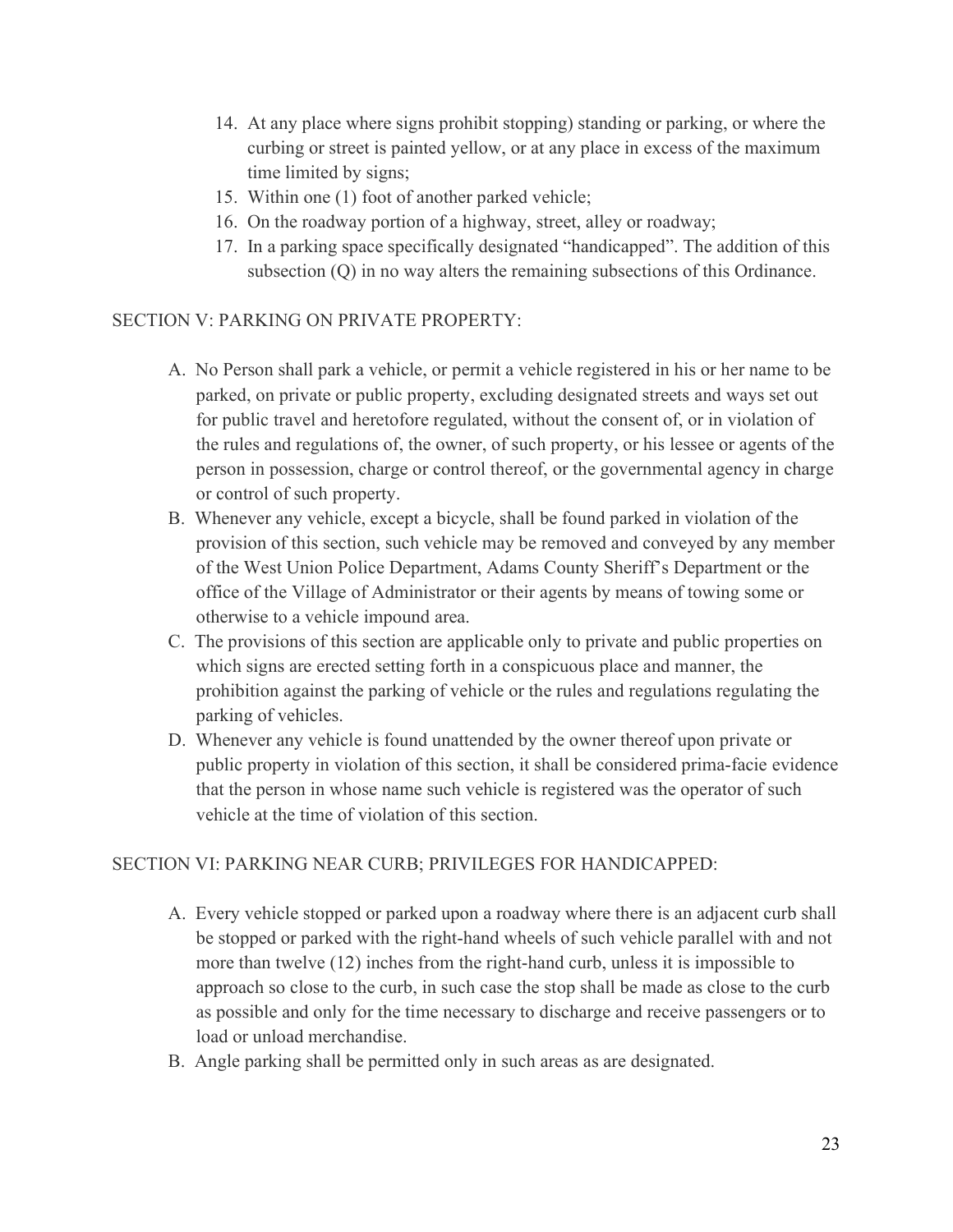14. At any place where signs prohibit stopping) standing or parking, or where the curbing or street is painted yellow, or at any place in excess of the maximum time limited by signs;
15. Within one (1) foot of another parked vehicle;
16. On the roadway portion of a highway, street, alley or roadway;
17. In a parking space specifically designated “handicapped”. The addition of this subsection (Q) in no way alters the remaining subsections of this Ordinance.

SECTION V: PARKING ON PRIVATE PROPERTY:

A. No Person shall park a vehicle, or permit a vehicle registered in his or her name to be parked, on private or public property, excluding designated streets and ways set out for public travel and heretofore regulated, without the consent of, or in violation of the rules and regulations of, the owner, of such property, or his lessee or agents of the person in possession, charge or control thereof, or the governmental agency in charge or control of such property.
B. Whenever any vehicle, except a bicycle, shall be found parked in violation of the provision of this section, such vehicle may be removed and conveyed by any member of the West Union Police Department, Adams County Sheriff’s Department or the office of the Village of Administrator or their agents by means of towing some or otherwise to a vehicle impound area.
C. The provisions of this section are applicable only to private and public properties on which signs are erected setting forth in a conspicuous place and manner, the prohibition against the parking of vehicle or the rules and regulations regulating the parking of vehicles.
D. Whenever any vehicle is found unattended by the owner thereof upon private or public property in violation of this section, it shall be considered prima-facie evidence that the person in whose name such vehicle is registered was the operator of such vehicle at the time of violation of this section.

SECTION VI: PARKING NEAR CURB; PRIVILEGES FOR HANDICAPPED:

A. Every vehicle stopped or parked upon a roadway where there is an adjacent curb shall be stopped or parked with the right-hand wheels of such vehicle parallel with and not more than twelve (12) inches from the right-hand curb, unless it is impossible to approach so close to the curb, in such case the stop shall be made as close to the curb as possible and only for the time necessary to discharge and receive passengers or to load or unload merchandise.
B. Angle parking shall be permitted only in such areas as are designated.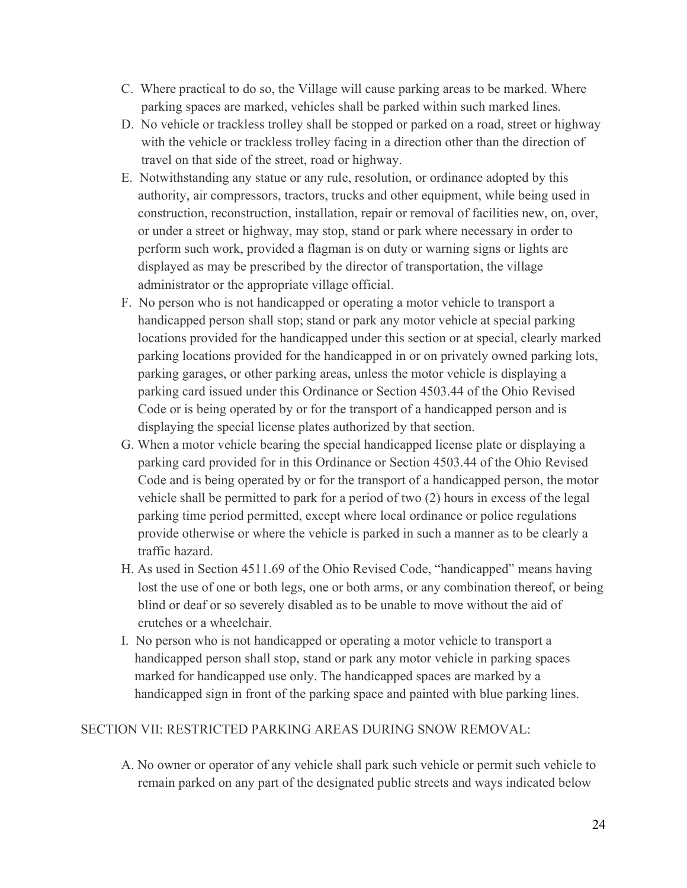C. Where practical to do so, the Village will cause parking areas to be marked. Where parking spaces are marked, vehicles shall be parked within such marked lines.

D. No vehicle or trackless trolley shall be stopped or parked on a road, street or highway with the vehicle or trackless trolley facing in a direction other than the direction of travel on that side of the street, road or highway.

E. Notwithstanding any statue or any rule, resolution, or ordinance adopted by this authority, air compressors, tractors, trucks and other equipment, while being used in construction, reconstruction, installation, repair or removal of facilities new, on, over, or under a street or highway, may stop, stand or park where necessary in order to perform such work, provided a flagman is on duty or warning signs or lights are displayed as may be prescribed by the director of transportation, the village administrator or the appropriate village official.

F. No person who is not handicapped or operating a motor vehicle to transport a handicapped person shall stop; stand or park any motor vehicle at special parking locations provided for the handicapped under this section or at special, clearly marked parking locations provided for the handicapped in or on privately owned parking lots, parking garages, or other parking areas, unless the motor vehicle is displaying a parking card issued under this Ordinance or Section 4503.44 of the Ohio Revised Code or is being operated by or for the transport of a handicapped person and is displaying the special license plates authorized by that section.

G. When a motor vehicle bearing the special handicapped license plate or displaying a parking card provided for in this Ordinance or Section 4503.44 of the Ohio Revised Code and is being operated by or for the transport of a handicapped person, the motor vehicle shall be permitted to park for a period of two (2) hours in excess of the legal parking time period permitted, except where local ordinance or police regulations provide otherwise or where the vehicle is parked in such a manner as to be clearly a traffic hazard.

H. As used in Section 4511.69 of the Ohio Revised Code, "handicapped" means having lost the use of one or both legs, one or both arms, or any combination thereof, or being blind or deaf or so severely disabled as to be unable to move without the aid of crutches or a wheelchair.

I. No person who is not handicapped or operating a motor vehicle to transport a handicapped person shall stop, stand or park any motor vehicle in parking spaces marked for handicapped use only. The handicapped spaces are marked by a handicapped sign in front of the parking space and painted with blue parking lines.

SECTION VII: RESTRICTED PARKING AREAS DURING SNOW REMOVAL:

A. No owner or operator of any vehicle shall park such vehicle or permit such vehicle to remain parked on any part of the designated public streets and ways indicated below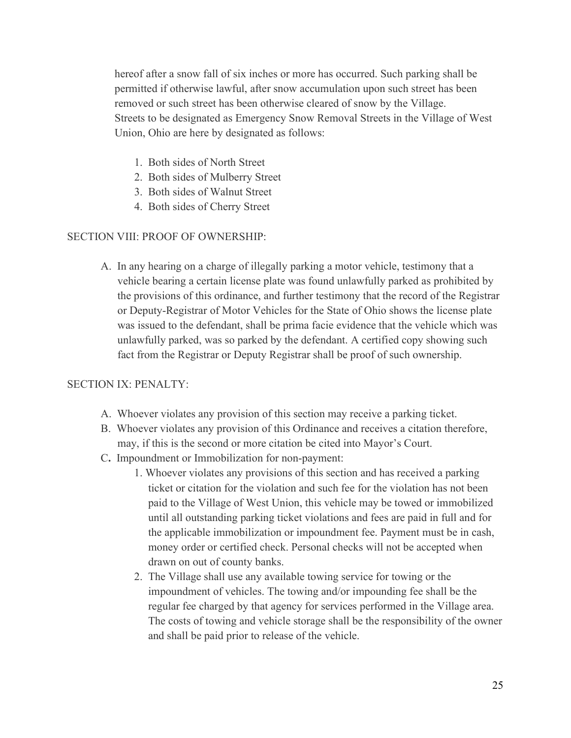hereof after a snow fall of six inches or more has occurred. Such parking shall be permitted if otherwise lawful, after snow accumulation upon such street has been removed or such street has been otherwise cleared of snow by the Village. Streets to be designated as Emergency Snow Removal Streets in the Village of West Union, Ohio are here by designated as follows:

1. Both sides of North Street
2. Both sides of Mulberry Street
3. Both sides of Walnut Street
4. Both sides of Cherry Street

SECTION VIII: PROOF OF OWNERSHIP:

A. In any hearing on a charge of illegally parking a motor vehicle, testimony that a vehicle bearing a certain license plate was found unlawfully parked as prohibited by the provisions of this ordinance, and further testimony that the record of the Registrar or Deputy-Registrar of Motor Vehicles for the State of Ohio shows the license plate was issued to the defendant, shall be prima facie evidence that the vehicle which was unlawfully parked, was so parked by the defendant. A certified copy showing such fact from the Registrar or Deputy Registrar shall be proof of such ownership.

SECTION IX: PENALTY:

A. Whoever violates any provision of this section may receive a parking ticket.
B. Whoever violates any provision of this Ordinance and receives a citation therefore, may, if this is the second or more citation be cited into Mayor's Court.
C. Impoundment or Immobilization for non-payment:
    1. Whoever violates any provisions of this section and has received a parking ticket or citation for the violation and such fee for the violation has not been paid to the Village of West Union, this vehicle may be towed or immobilized until all outstanding parking ticket violations and fees are paid in full and for the applicable immobilization or impoundment fee. Payment must be in cash, money order or certified check. Personal checks will not be accepted when drawn on out of county banks.
    2. The Village shall use any available towing service for towing or the impoundment of vehicles. The towing and/or impounding fee shall be the regular fee charged by that agency for services performed in the Village area. The costs of towing and vehicle storage shall be the responsibility of the owner and shall be paid prior to release of the vehicle.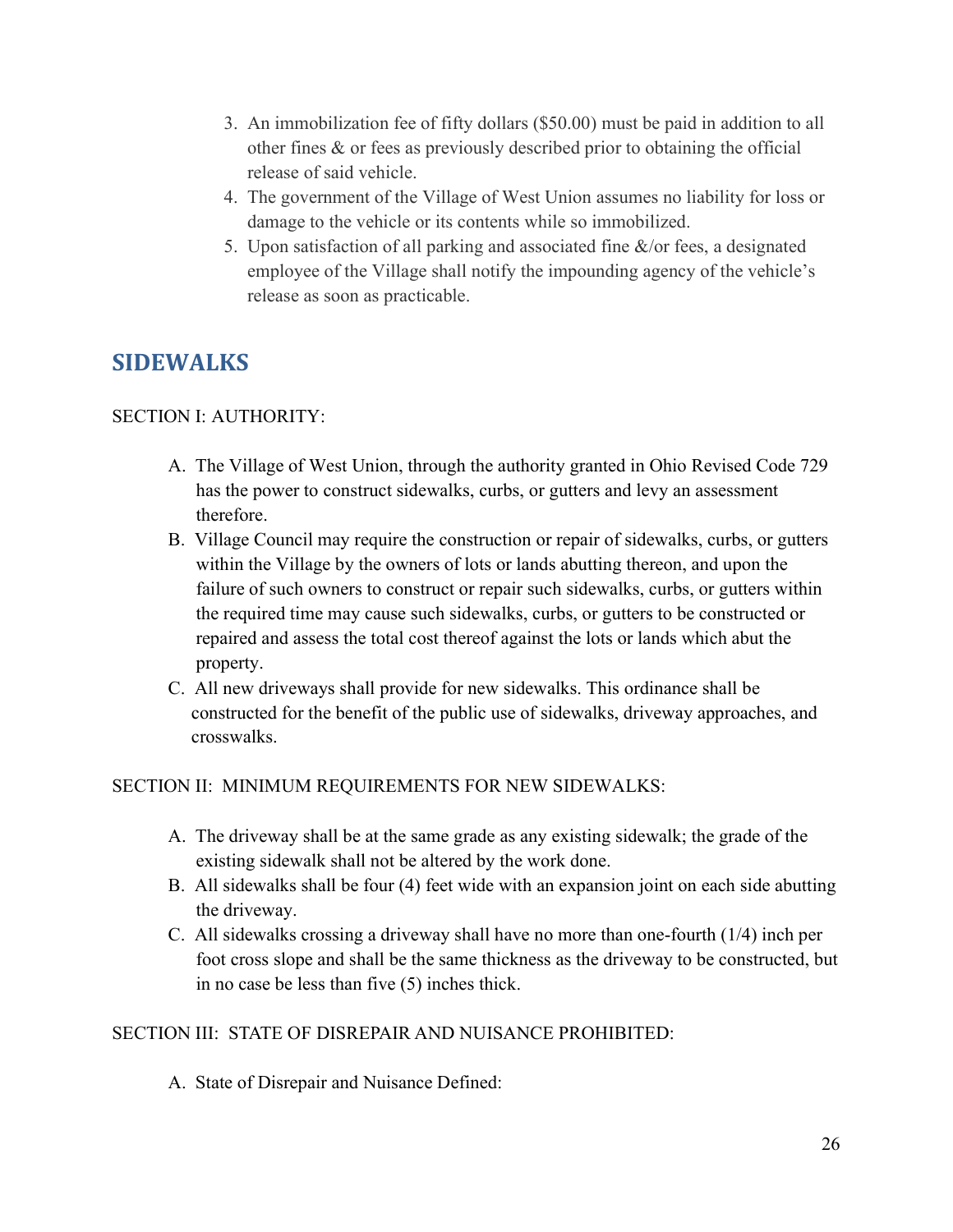3. An immobilization fee of fifty dollars ($50.00) must be paid in addition to all other fines & or fees as previously described prior to obtaining the official release of said vehicle.
4. The government of the Village of West Union assumes no liability for loss or damage to the vehicle or its contents while so immobilized.
5. Upon satisfaction of all parking and associated fine &/or fees, a designated employee of the Village shall notify the impounding agency of the vehicle's release as soon as practicable.

## SIDEWALKS

SECTION I: AUTHORITY:

A. The Village of West Union, through the authority granted in Ohio Revised Code 729 has the power to construct sidewalks, curbs, or gutters and levy an assessment therefore.
B. Village Council may require the construction or repair of sidewalks, curbs, or gutters within the Village by the owners of lots or lands abutting thereon, and upon the failure of such owners to construct or repair such sidewalks, curbs, or gutters within the required time may cause such sidewalks, curbs, or gutters to be constructed or repaired and assess the total cost thereof against the lots or lands which abut the property.
C. All new driveways shall provide for new sidewalks. This ordinance shall be constructed for the benefit of the public use of sidewalks, driveway approaches, and crosswalks.

SECTION II: MINIMUM REQUIREMENTS FOR NEW SIDEWALKS:

A. The driveway shall be at the same grade as any existing sidewalk; the grade of the existing sidewalk shall not be altered by the work done.
B. All sidewalks shall be four (4) feet wide with an expansion joint on each side abutting the driveway.
C. All sidewalks crossing a driveway shall have no more than one-fourth (1/4) inch per foot cross slope and shall be the same thickness as the driveway to be constructed, but in no case be less than five (5) inches thick.

SECTION III: STATE OF DISREPAIR AND NUISANCE PROHIBITED:

A. State of Disrepair and Nuisance Defined: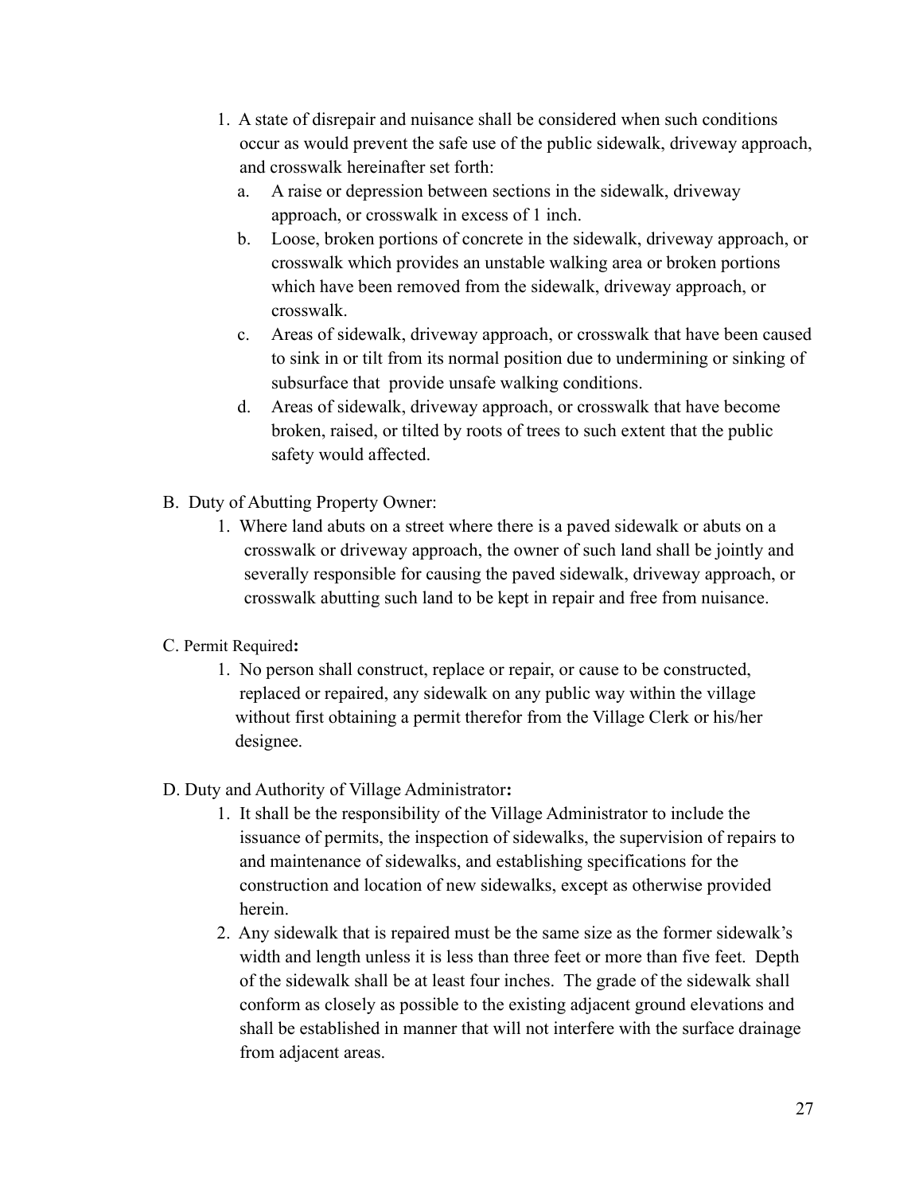1. A state of disrepair and nuisance shall be considered when such conditions occur as would prevent the safe use of the public sidewalk, driveway approach, and crosswalk hereinafter set forth:
   a. A raise or depression between sections in the sidewalk, driveway approach, or crosswalk in excess of 1 inch.
   b. Loose, broken portions of concrete in the sidewalk, driveway approach, or crosswalk which provides an unstable walking area or broken portions which have been removed from the sidewalk, driveway approach, or crosswalk.
   c. Areas of sidewalk, driveway approach, or crosswalk that have been caused to sink in or tilt from its normal position due to undermining or sinking of subsurface that provide unsafe walking conditions.
   d. Areas of sidewalk, driveway approach, or crosswalk that have become broken, raised, or tilted by roots of trees to such extent that the public safety would affected.

B. Duty of Abutting Property Owner:

1. Where land abuts on a street where there is a paved sidewalk or abuts on a crosswalk or driveway approach, the owner of such land shall be jointly and severally responsible for causing the paved sidewalk, driveway approach, or crosswalk abutting such land to be kept in repair and free from nuisance.

C. Permit Required**:**

1. No person shall construct, replace or repair, or cause to be constructed, replaced or repaired, any sidewalk on any public way within the village without first obtaining a permit therefor from the Village Clerk or his/her designee.

D. Duty and Authority of Village Administrator**:**

1. It shall be the responsibility of the Village Administrator to include the issuance of permits, the inspection of sidewalks, the supervision of repairs to and maintenance of sidewalks, and establishing specifications for the construction and location of new sidewalks, except as otherwise provided herein.
2. Any sidewalk that is repaired must be the same size as the former sidewalk's width and length unless it is less than three feet or more than five feet. Depth of the sidewalk shall be at least four inches. The grade of the sidewalk shall conform as closely as possible to the existing adjacent ground elevations and shall be established in manner that will not interfere with the surface drainage from adjacent areas.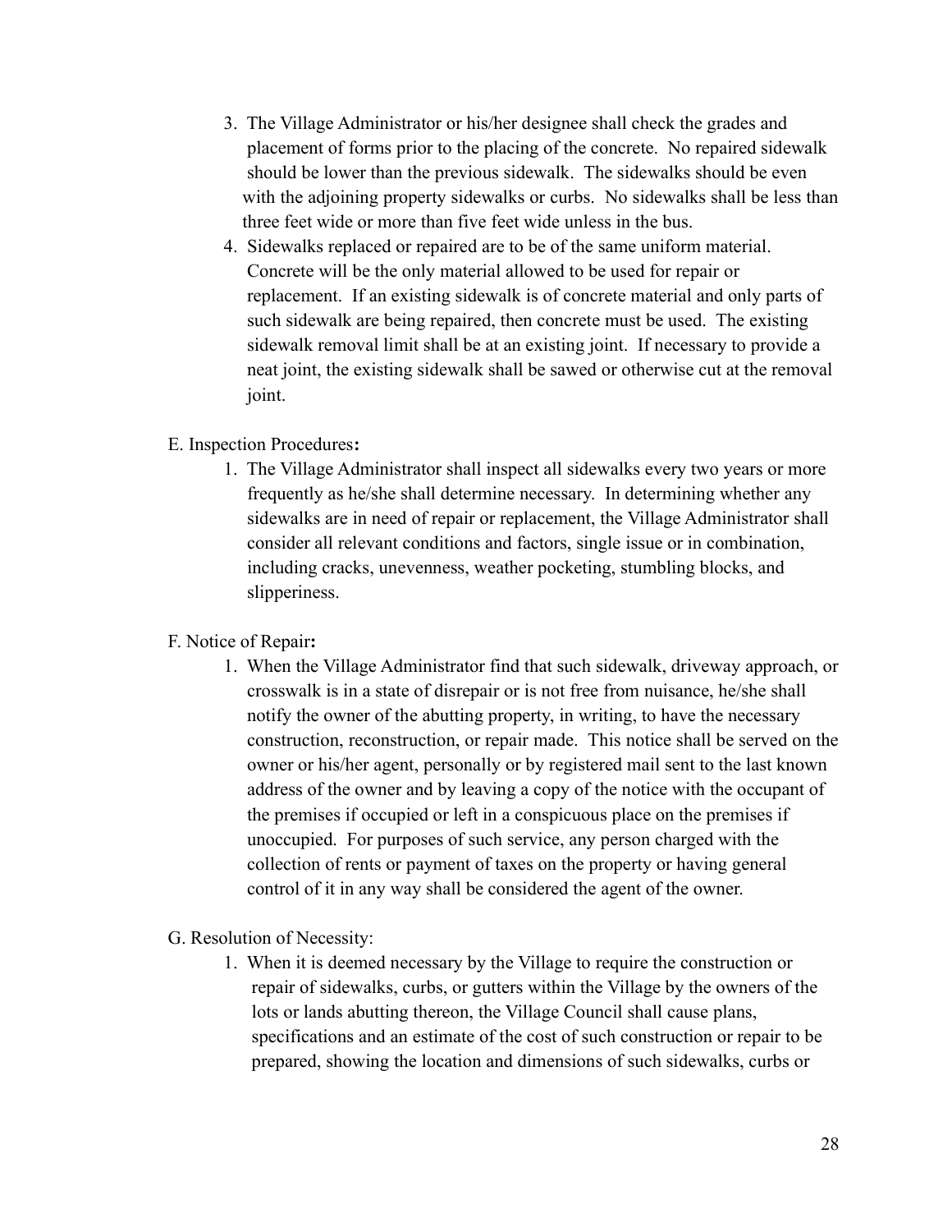3. The Village Administrator or his/her designee shall check the grades and placement of forms prior to the placing of the concrete. No repaired sidewalk should be lower than the previous sidewalk. The sidewalks should be even with the adjoining property sidewalks or curbs. No sidewalks shall be less than three feet wide or more than five feet wide unless in the bus.
4. Sidewalks replaced or repaired are to be of the same uniform material. Concrete will be the only material allowed to be used for repair or replacement. If an existing sidewalk is of concrete material and only parts of such sidewalk are being repaired, then concrete must be used. The existing sidewalk removal limit shall be at an existing joint. If necessary to provide a neat joint, the existing sidewalk shall be sawed or otherwise cut at the removal joint.

E. Inspection Procedures**:**

1. The Village Administrator shall inspect all sidewalks every two years or more frequently as he/she shall determine necessary. In determining whether any sidewalks are in need of repair or replacement, the Village Administrator shall consider all relevant conditions and factors, single issue or in combination, including cracks, unevenness, weather pocketing, stumbling blocks, and slipperiness.

F. Notice of Repair**:**

1. When the Village Administrator find that such sidewalk, driveway approach, or crosswalk is in a state of disrepair or is not free from nuisance, he/she shall notify the owner of the abutting property, in writing, to have the necessary construction, reconstruction, or repair made. This notice shall be served on the owner or his/her agent, personally or by registered mail sent to the last known address of the owner and by leaving a copy of the notice with the occupant of the premises if occupied or left in a conspicuous place on the premises if unoccupied. For purposes of such service, any person charged with the collection of rents or payment of taxes on the property or having general control of it in any way shall be considered the agent of the owner.

G. Resolution of Necessity:

1. When it is deemed necessary by the Village to require the construction or repair of sidewalks, curbs, or gutters within the Village by the owners of the lots or lands abutting thereon, the Village Council shall cause plans, specifications and an estimate of the cost of such construction or repair to be prepared, showing the location and dimensions of such sidewalks, curbs or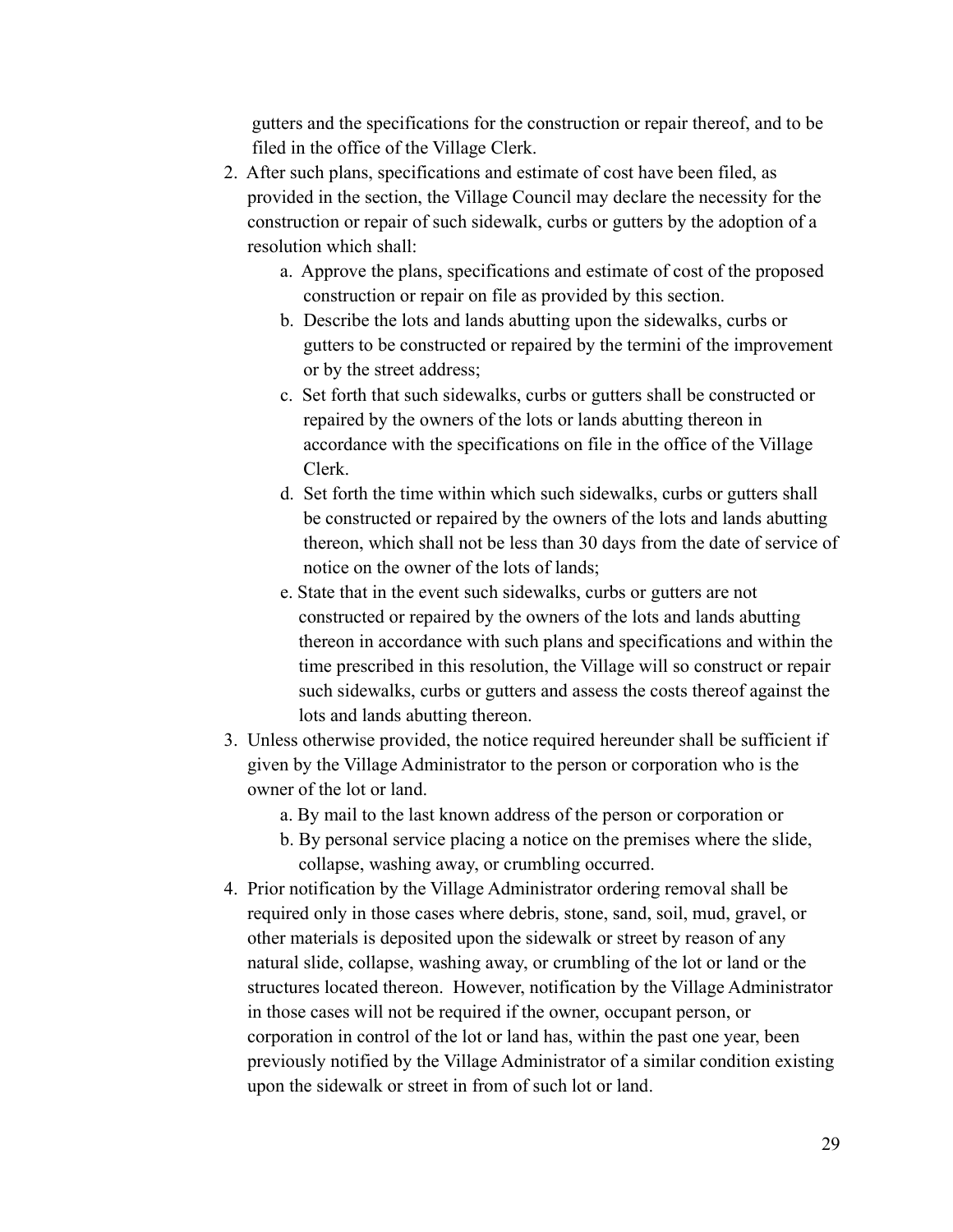gutters and the specifications for the construction or repair thereof, and to be filed in the office of the Village Clerk.

2. After such plans, specifications and estimate of cost have been filed, as provided in the section, the Village Council may declare the necessity for the construction or repair of such sidewalk, curbs or gutters by the adoption of a resolution which shall:
   a. Approve the plans, specifications and estimate of cost of the proposed construction or repair on file as provided by this section.
   b. Describe the lots and lands abutting upon the sidewalks, curbs or gutters to be constructed or repaired by the termini of the improvement or by the street address;
   c. Set forth that such sidewalks, curbs or gutters shall be constructed or repaired by the owners of the lots or lands abutting thereon in accordance with the specifications on file in the office of the Village Clerk.
   d. Set forth the time within which such sidewalks, curbs or gutters shall be constructed or repaired by the owners of the lots and lands abutting thereon, which shall not be less than 30 days from the date of service of notice on the owner of the lots of lands;
   e. State that in the event such sidewalks, curbs or gutters are not constructed or repaired by the owners of the lots and lands abutting thereon in accordance with such plans and specifications and within the time prescribed in this resolution, the Village will so construct or repair such sidewalks, curbs or gutters and assess the costs thereof against the lots and lands abutting thereon.
3. Unless otherwise provided, the notice required hereunder shall be sufficient if given by the Village Administrator to the person or corporation who is the owner of the lot or land.
   a. By mail to the last known address of the person or corporation or
   b. By personal service placing a notice on the premises where the slide, collapse, washing away, or crumbling occurred.
4. Prior notification by the Village Administrator ordering removal shall be required only in those cases where debris, stone, sand, soil, mud, gravel, or other materials is deposited upon the sidewalk or street by reason of any natural slide, collapse, washing away, or crumbling of the lot or land or the structures located thereon. However, notification by the Village Administrator in those cases will not be required if the owner, occupant person, or corporation in control of the lot or land has, within the past one year, been previously notified by the Village Administrator of a similar condition existing upon the sidewalk or street in from of such lot or land.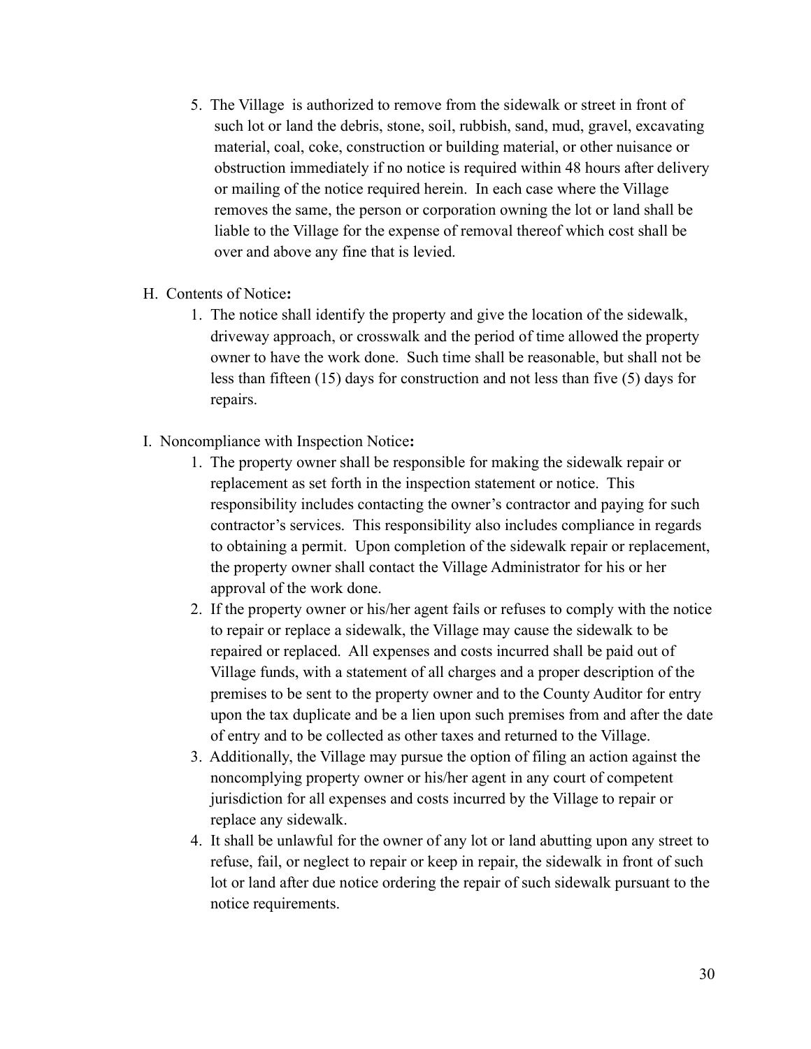5. The Village is authorized to remove from the sidewalk or street in front of such lot or land the debris, stone, soil, rubbish, sand, mud, gravel, excavating material, coal, coke, construction or building material, or other nuisance or obstruction immediately if no notice is required within 48 hours after delivery or mailing of the notice required herein. In each case where the Village removes the same, the person or corporation owning the lot or land shall be liable to the Village for the expense of removal thereof which cost shall be over and above any fine that is levied.

H. Contents of Notice**:**

1. The notice shall identify the property and give the location of the sidewalk, driveway approach, or crosswalk and the period of time allowed the property owner to have the work done. Such time shall be reasonable, but shall not be less than fifteen (15) days for construction and not less than five (5) days for repairs.

I. Noncompliance with Inspection Notice**:**

1. The property owner shall be responsible for making the sidewalk repair or replacement as set forth in the inspection statement or notice. This responsibility includes contacting the owner's contractor and paying for such contractor's services. This responsibility also includes compliance in regards to obtaining a permit. Upon completion of the sidewalk repair or replacement, the property owner shall contact the Village Administrator for his or her approval of the work done.
2. If the property owner or his/her agent fails or refuses to comply with the notice to repair or replace a sidewalk, the Village may cause the sidewalk to be repaired or replaced. All expenses and costs incurred shall be paid out of Village funds, with a statement of all charges and a proper description of the premises to be sent to the property owner and to the County Auditor for entry upon the tax duplicate and be a lien upon such premises from and after the date of entry and to be collected as other taxes and returned to the Village.
3. Additionally, the Village may pursue the option of filing an action against the noncomplying property owner or his/her agent in any court of competent jurisdiction for all expenses and costs incurred by the Village to repair or replace any sidewalk.
4. It shall be unlawful for the owner of any lot or land abutting upon any street to refuse, fail, or neglect to repair or keep in repair, the sidewalk in front of such lot or land after due notice ordering the repair of such sidewalk pursuant to the notice requirements.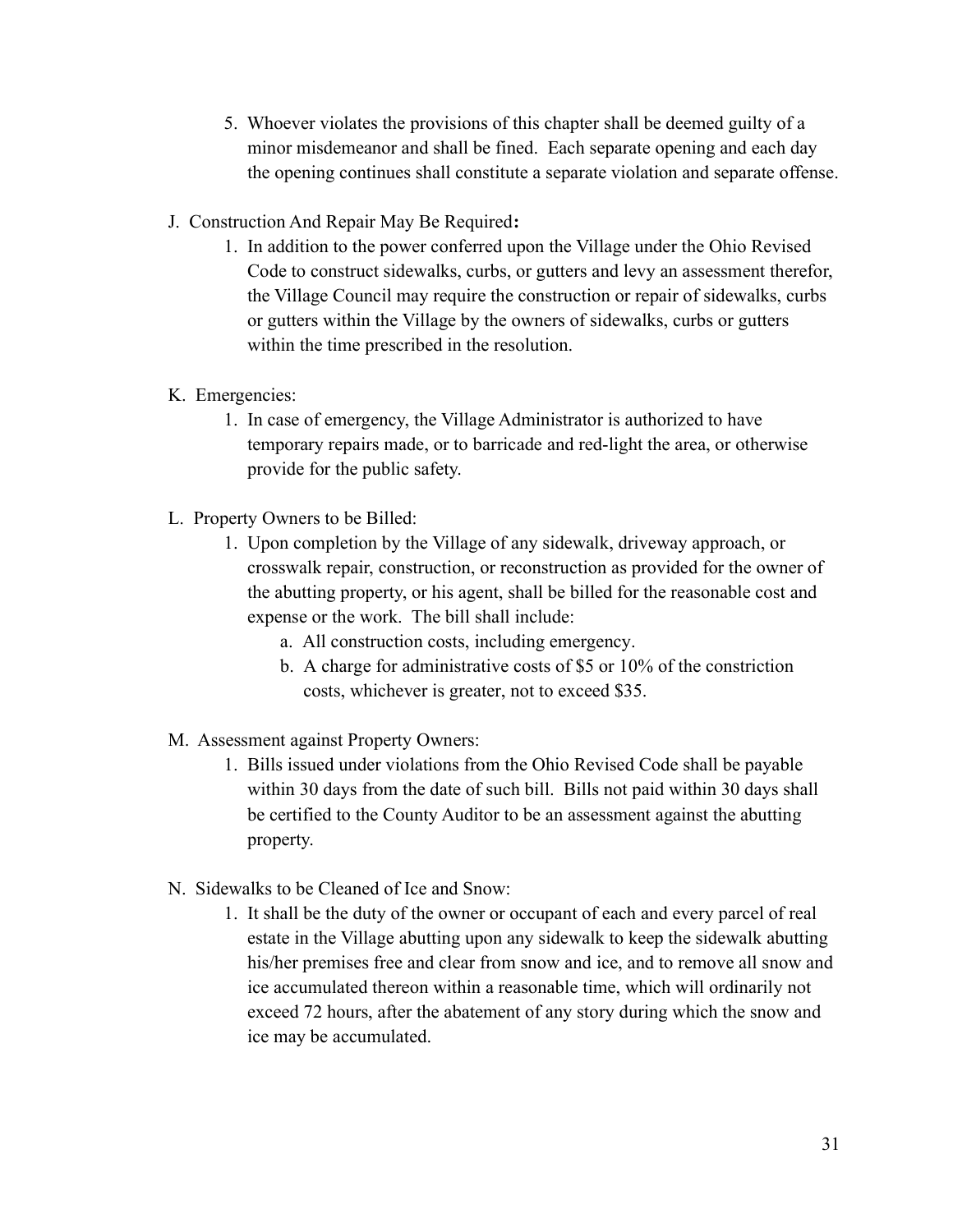5. Whoever violates the provisions of this chapter shall be deemed guilty of a minor misdemeanor and shall be fined. Each separate opening and each day the opening continues shall constitute a separate violation and separate offense.

J. Construction And Repair May Be Required**:**

1. In addition to the power conferred upon the Village under the Ohio Revised Code to construct sidewalks, curbs, or gutters and levy an assessment therefor, the Village Council may require the construction or repair of sidewalks, curbs or gutters within the Village by the owners of sidewalks, curbs or gutters within the time prescribed in the resolution.

K. Emergencies:

1. In case of emergency, the Village Administrator is authorized to have temporary repairs made, or to barricade and red-light the area, or otherwise provide for the public safety.

L. Property Owners to be Billed:

1. Upon completion by the Village of any sidewalk, driveway approach, or crosswalk repair, construction, or reconstruction as provided for the owner of the abutting property, or his agent, shall be billed for the reasonable cost and expense or the work. The bill shall include:
   a. All construction costs, including emergency.
   b. A charge for administrative costs of $5 or 10% of the constriction costs, whichever is greater, not to exceed $35.

M. Assessment against Property Owners:

1. Bills issued under violations from the Ohio Revised Code shall be payable within 30 days from the date of such bill. Bills not paid within 30 days shall be certified to the County Auditor to be an assessment against the abutting property.

N. Sidewalks to be Cleaned of Ice and Snow:

1. It shall be the duty of the owner or occupant of each and every parcel of real estate in the Village abutting upon any sidewalk to keep the sidewalk abutting his/her premises free and clear from snow and ice, and to remove all snow and ice accumulated thereon within a reasonable time, which will ordinarily not exceed 72 hours, after the abatement of any story during which the snow and ice may be accumulated.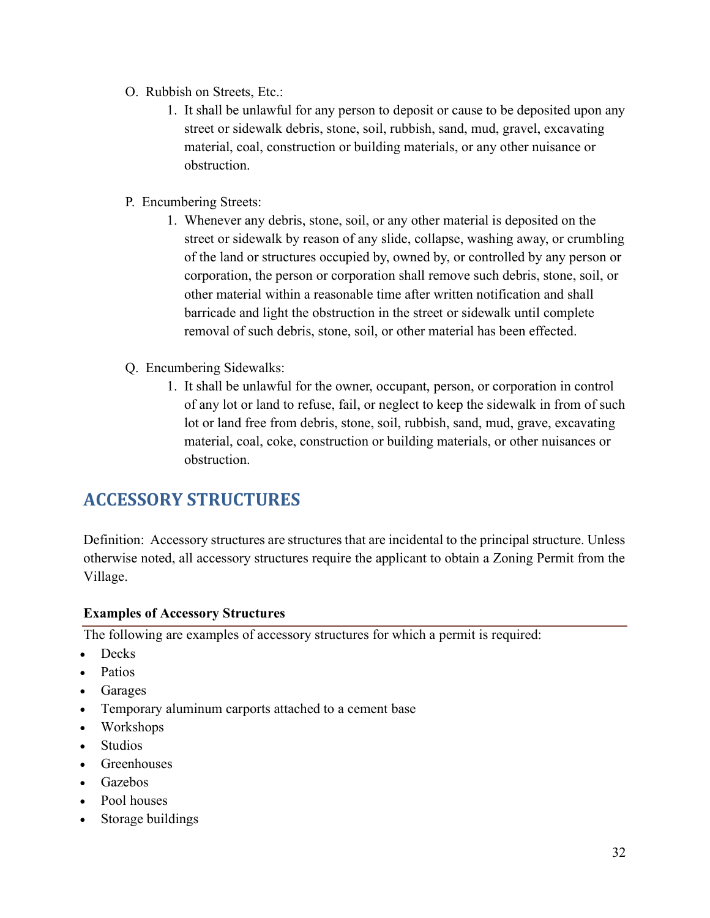O. Rubbish on Streets, Etc.:

1. It shall be unlawful for any person to deposit or cause to be deposited upon any street or sidewalk debris, stone, soil, rubbish, sand, mud, gravel, excavating material, coal, construction or building materials, or any other nuisance or obstruction.

P. Encumbering Streets:

1. Whenever any debris, stone, soil, or any other material is deposited on the street or sidewalk by reason of any slide, collapse, washing away, or crumbling of the land or structures occupied by, owned by, or controlled by any person or corporation, the person or corporation shall remove such debris, stone, soil, or other material within a reasonable time after written notification and shall barricade and light the obstruction in the street or sidewalk until complete removal of such debris, stone, soil, or other material has been effected.

Q. Encumbering Sidewalks:

1. It shall be unlawful for the owner, occupant, person, or corporation in control of any lot or land to refuse, fail, or neglect to keep the sidewalk in from of such lot or land free from debris, stone, soil, rubbish, sand, mud, grave, excavating material, coal, coke, construction or building materials, or other nuisances or obstruction.

## ACCESSORY STRUCTURES

Definition: Accessory structures are structures that are incidental to the principal structure. Unless otherwise noted, all accessory structures require the applicant to obtain a Zoning Permit from the Village.

**Examples of Accessory Structures**

The following are examples of accessory structures for which a permit is required:

- Decks
- Patios
- Garages
- Temporary aluminum carports attached to a cement base
- Workshops
- Studios
- Greenhouses
- Gazebos
- Pool houses
- Storage buildings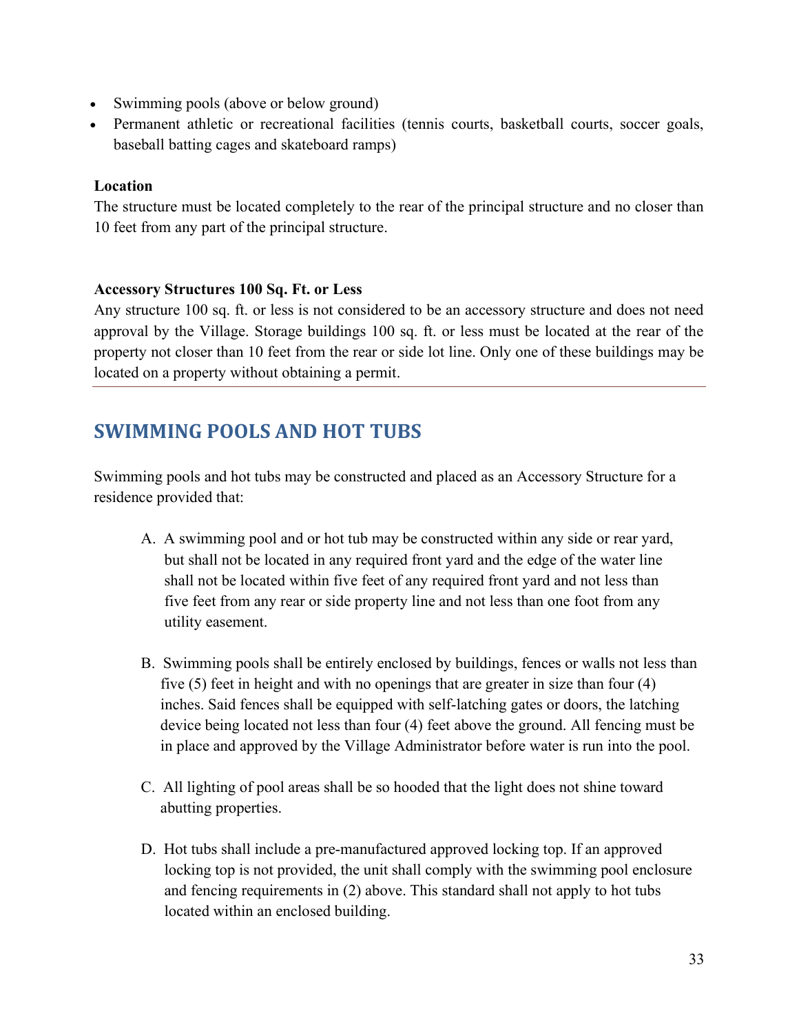- Swimming pools (above or below ground)
- Permanent athletic or recreational facilities (tennis courts, basketball courts, soccer goals, baseball batting cages and skateboard ramps)

**Location**

The structure must be located completely to the rear of the principal structure and no closer than 10 feet from any part of the principal structure.

**Accessory Structures 100 Sq. Ft. or Less**

Any structure 100 sq. ft. or less is not considered to be an accessory structure and does not need approval by the Village. Storage buildings 100 sq. ft. or less must be located at the rear of the property not closer than 10 feet from the rear or side lot line. Only one of these buildings may be located on a property without obtaining a permit.

---

## SWIMMING POOLS AND HOT TUBS

Swimming pools and hot tubs may be constructed and placed as an Accessory Structure for a residence provided that:

A. A swimming pool and or hot tub may be constructed within any side or rear yard, but shall not be located in any required front yard and the edge of the water line shall not be located within five feet of any required front yard and not less than five feet from any rear or side property line and not less than one foot from any utility easement.

B. Swimming pools shall be entirely enclosed by buildings, fences or walls not less than five (5) feet in height and with no openings that are greater in size than four (4) inches. Said fences shall be equipped with self-latching gates or doors, the latching device being located not less than four (4) feet above the ground. All fencing must be in place and approved by the Village Administrator before water is run into the pool.

C. All lighting of pool areas shall be so hooded that the light does not shine toward abutting properties.

D. Hot tubs shall include a pre-manufactured approved locking top. If an approved locking top is not provided, the unit shall comply with the swimming pool enclosure and fencing requirements in (2) above. This standard shall not apply to hot tubs located within an enclosed building.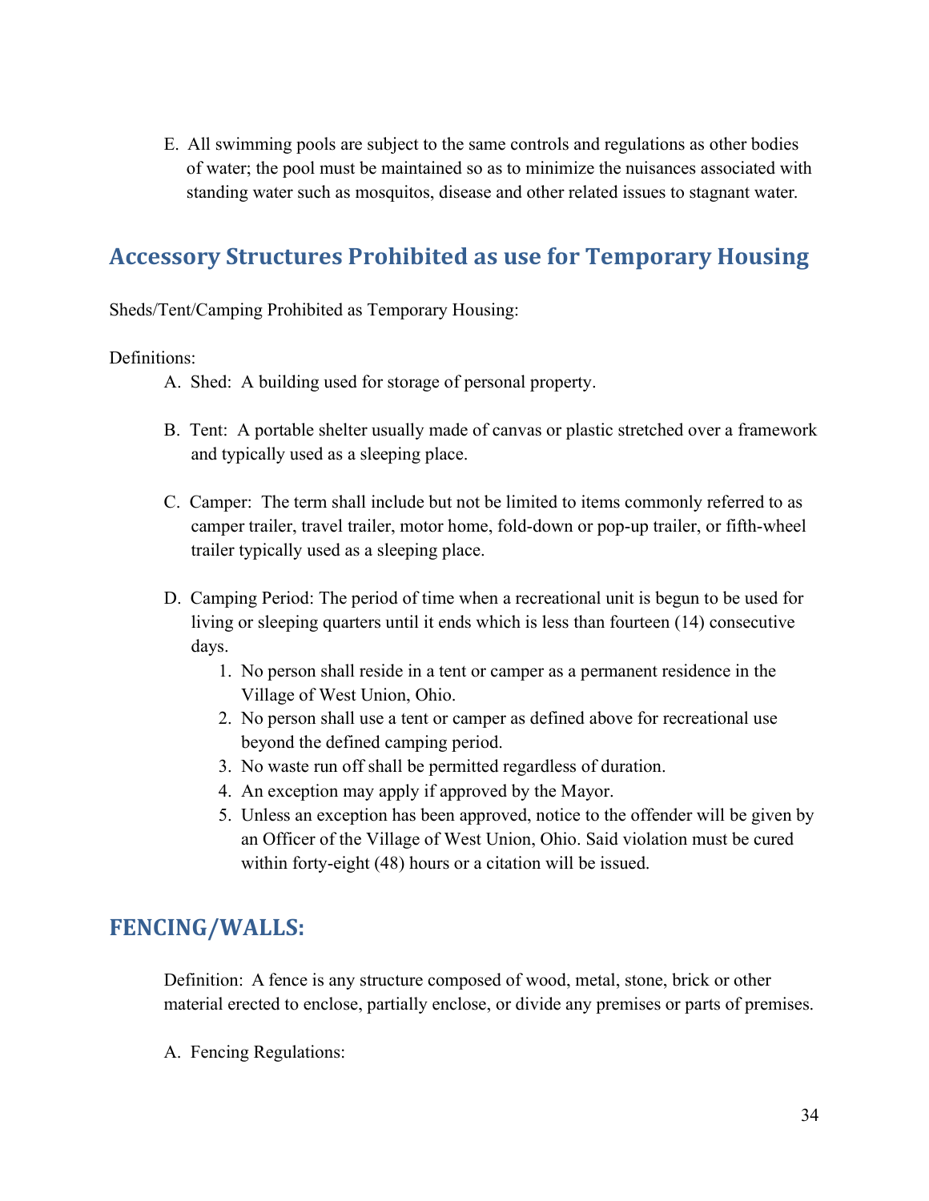E. All swimming pools are subject to the same controls and regulations as other bodies of water; the pool must be maintained so as to minimize the nuisances associated with standing water such as mosquitos, disease and other related issues to stagnant water.

## Accessory Structures Prohibited as use for Temporary Housing

Sheds/Tent/Camping Prohibited as Temporary Housing:

Definitions:

A. Shed: A building used for storage of personal property.

B. Tent: A portable shelter usually made of canvas or plastic stretched over a framework and typically used as a sleeping place.

C. Camper: The term shall include but not be limited to items commonly referred to as camper trailer, travel trailer, motor home, fold-down or pop-up trailer, or fifth-wheel trailer typically used as a sleeping place.

D. Camping Period: The period of time when a recreational unit is begun to be used for living or sleeping quarters until it ends which is less than fourteen (14) consecutive days.
   1. No person shall reside in a tent or camper as a permanent residence in the Village of West Union, Ohio.
   2. No person shall use a tent or camper as defined above for recreational use beyond the defined camping period.
   3. No waste run off shall be permitted regardless of duration.
   4. An exception may apply if approved by the Mayor.
   5. Unless an exception has been approved, notice to the offender will be given by an Officer of the Village of West Union, Ohio. Said violation must be cured within forty-eight (48) hours or a citation will be issued.

## FENCING/WALLS:

Definition: A fence is any structure composed of wood, metal, stone, brick or other material erected to enclose, partially enclose, or divide any premises or parts of premises.

A. Fencing Regulations: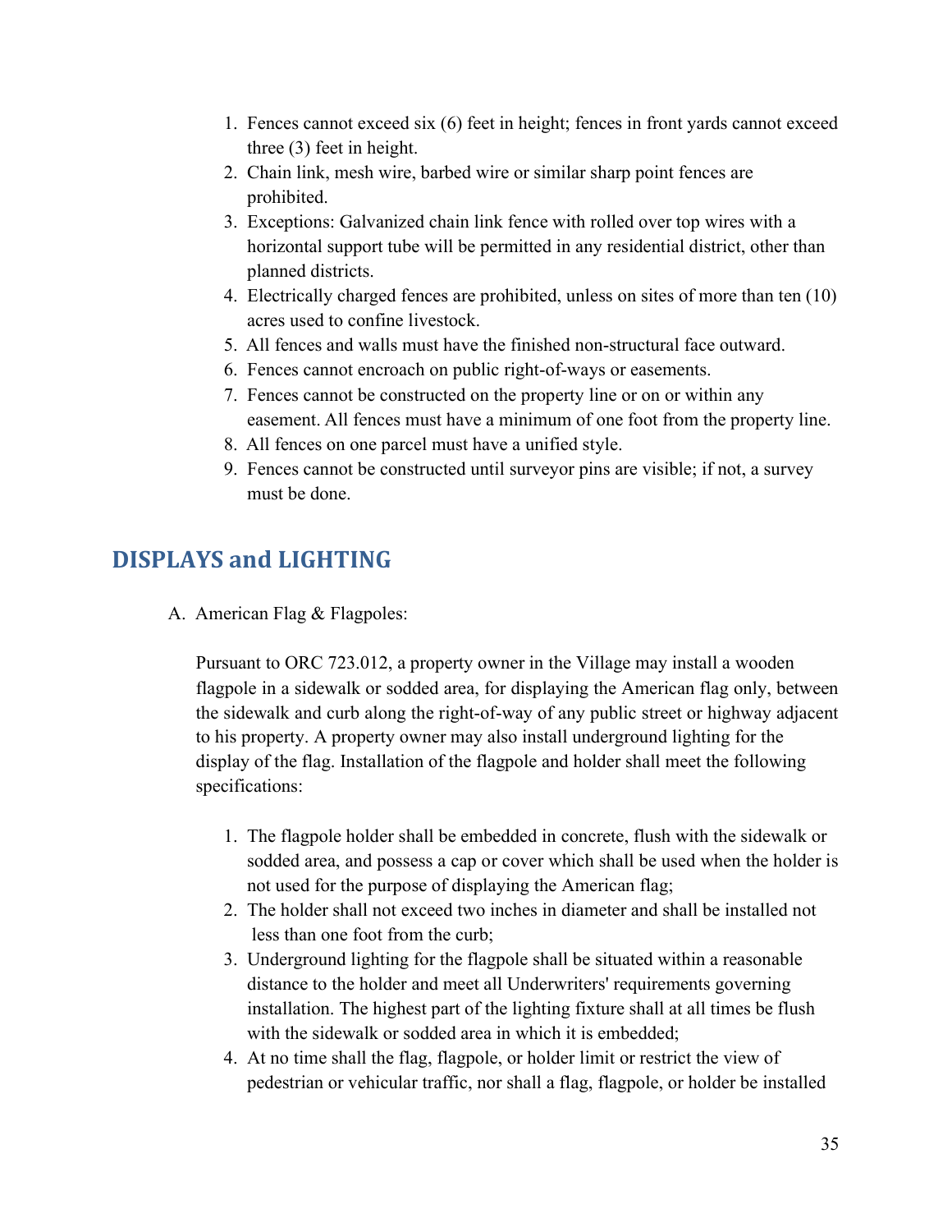1. Fences cannot exceed six (6) feet in height; fences in front yards cannot exceed three (3) feet in height.
2. Chain link, mesh wire, barbed wire or similar sharp point fences are prohibited.
3. Exceptions: Galvanized chain link fence with rolled over top wires with a horizontal support tube will be permitted in any residential district, other than planned districts.
4. Electrically charged fences are prohibited, unless on sites of more than ten (10) acres used to confine livestock.
5. All fences and walls must have the finished non-structural face outward.
6. Fences cannot encroach on public right-of-ways or easements.
7. Fences cannot be constructed on the property line or on or within any easement. All fences must have a minimum of one foot from the property line.
8. All fences on one parcel must have a unified style.
9. Fences cannot be constructed until surveyor pins are visible; if not, a survey must be done.

## DISPLAYS and LIGHTING

A. American Flag & Flagpoles:

Pursuant to ORC 723.012, a property owner in the Village may install a wooden flagpole in a sidewalk or sodded area, for displaying the American flag only, between the sidewalk and curb along the right-of-way of any public street or highway adjacent to his property. A property owner may also install underground lighting for the display of the flag. Installation of the flagpole and holder shall meet the following specifications:

1. The flagpole holder shall be embedded in concrete, flush with the sidewalk or sodded area, and possess a cap or cover which shall be used when the holder is not used for the purpose of displaying the American flag;
2. The holder shall not exceed two inches in diameter and shall be installed not less than one foot from the curb;
3. Underground lighting for the flagpole shall be situated within a reasonable distance to the holder and meet all Underwriters' requirements governing installation. The highest part of the lighting fixture shall at all times be flush with the sidewalk or sodded area in which it is embedded;
4. At no time shall the flag, flagpole, or holder limit or restrict the view of pedestrian or vehicular traffic, nor shall a flag, flagpole, or holder be installed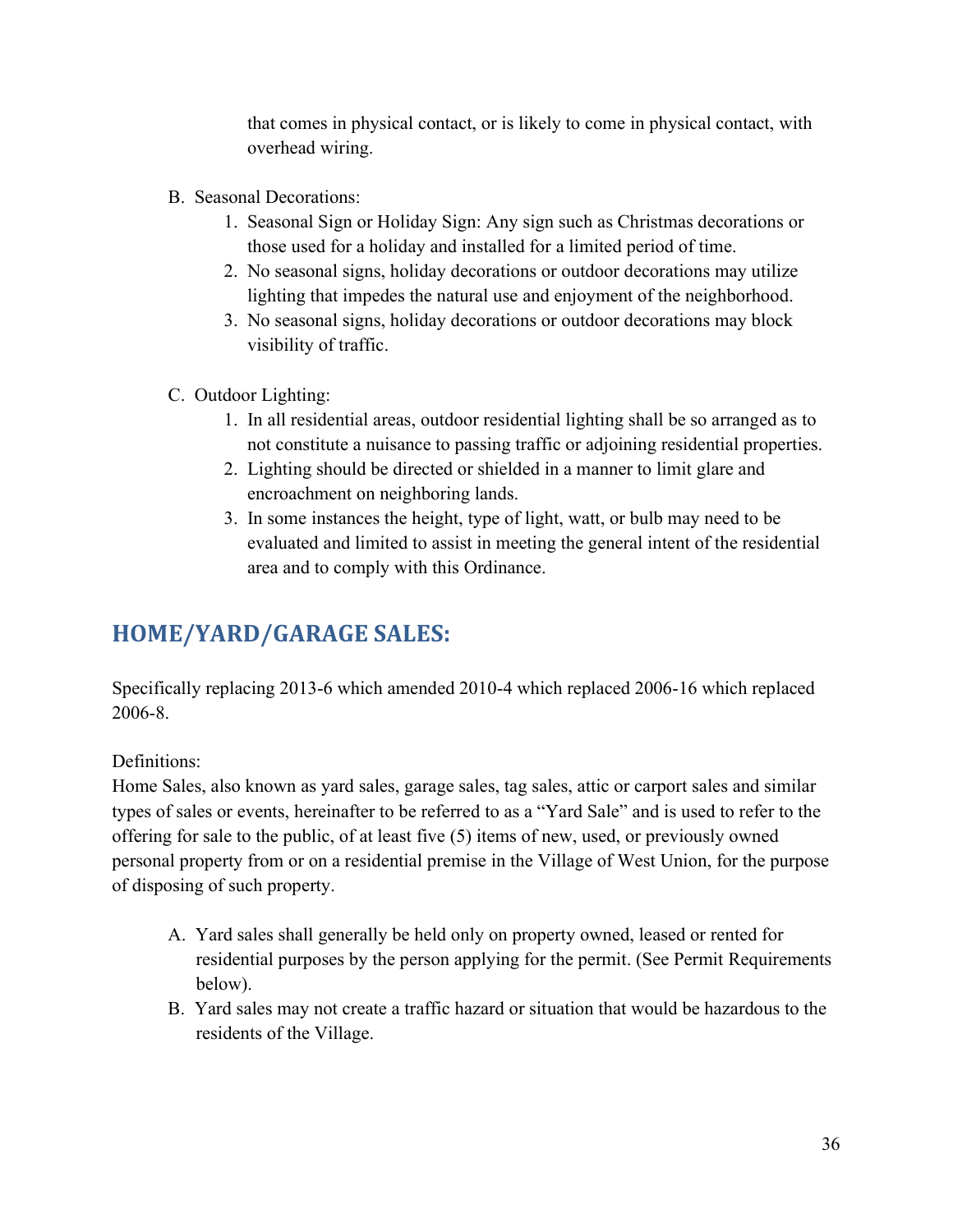that comes in physical contact, or is likely to come in physical contact, with overhead wiring.

B. Seasonal Decorations:
    1. Seasonal Sign or Holiday Sign: Any sign such as Christmas decorations or those used for a holiday and installed for a limited period of time.
    2. No seasonal signs, holiday decorations or outdoor decorations may utilize lighting that impedes the natural use and enjoyment of the neighborhood.
    3. No seasonal signs, holiday decorations or outdoor decorations may block visibility of traffic.

C. Outdoor Lighting:
    1. In all residential areas, outdoor residential lighting shall be so arranged as to not constitute a nuisance to passing traffic or adjoining residential properties.
    2. Lighting should be directed or shielded in a manner to limit glare and encroachment on neighboring lands.
    3. In some instances the height, type of light, watt, or bulb may need to be evaluated and limited to assist in meeting the general intent of the residential area and to comply with this Ordinance.

## HOME/YARD/GARAGE SALES:

Specifically replacing 2013-6 which amended 2010-4 which replaced 2006-16 which replaced 2006-8.

Definitions:
Home Sales, also known as yard sales, garage sales, tag sales, attic or carport sales and similar types of sales or events, hereinafter to be referred to as a "Yard Sale" and is used to refer to the offering for sale to the public, of at least five (5) items of new, used, or previously owned personal property from or on a residential premise in the Village of West Union, for the purpose of disposing of such property.

A. Yard sales shall generally be held only on property owned, leased or rented for residential purposes by the person applying for the permit. (See Permit Requirements below).
B. Yard sales may not create a traffic hazard or situation that would be hazardous to the residents of the Village.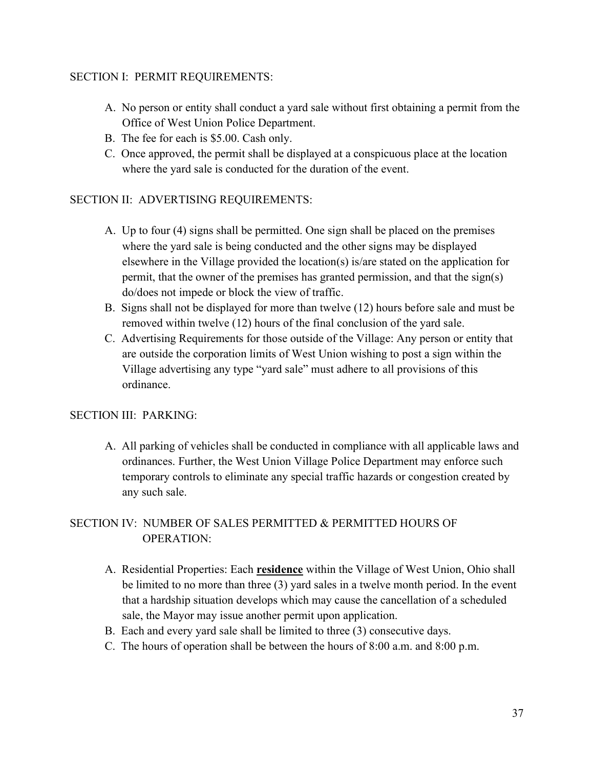## SECTION I: PERMIT REQUIREMENTS:

A. No person or entity shall conduct a yard sale without first obtaining a permit from the Office of West Union Police Department.
B. The fee for each is $5.00. Cash only.
C. Once approved, the permit shall be displayed at a conspicuous place at the location where the yard sale is conducted for the duration of the event.

## SECTION II: ADVERTISING REQUIREMENTS:

A. Up to four (4) signs shall be permitted. One sign shall be placed on the premises where the yard sale is being conducted and the other signs may be displayed elsewhere in the Village provided the location(s) is/are stated on the application for permit, that the owner of the premises has granted permission, and that the sign(s) do/does not impede or block the view of traffic.
B. Signs shall not be displayed for more than twelve (12) hours before sale and must be removed within twelve (12) hours of the final conclusion of the yard sale.
C. Advertising Requirements for those outside of the Village: Any person or entity that are outside the corporation limits of West Union wishing to post a sign within the Village advertising any type "yard sale" must adhere to all provisions of this ordinance.

## SECTION III: PARKING:

A. All parking of vehicles shall be conducted in compliance with all applicable laws and ordinances. Further, the West Union Village Police Department may enforce such temporary controls to eliminate any special traffic hazards or congestion created by any such sale.

## SECTION IV: NUMBER OF SALES PERMITTED & PERMITTED HOURS OF OPERATION:

A. Residential Properties: Each **residence** within the Village of West Union, Ohio shall be limited to no more than three (3) yard sales in a twelve month period. In the event that a hardship situation develops which may cause the cancellation of a scheduled sale, the Mayor may issue another permit upon application.
B. Each and every yard sale shall be limited to three (3) consecutive days.
C. The hours of operation shall be between the hours of 8:00 a.m. and 8:00 p.m.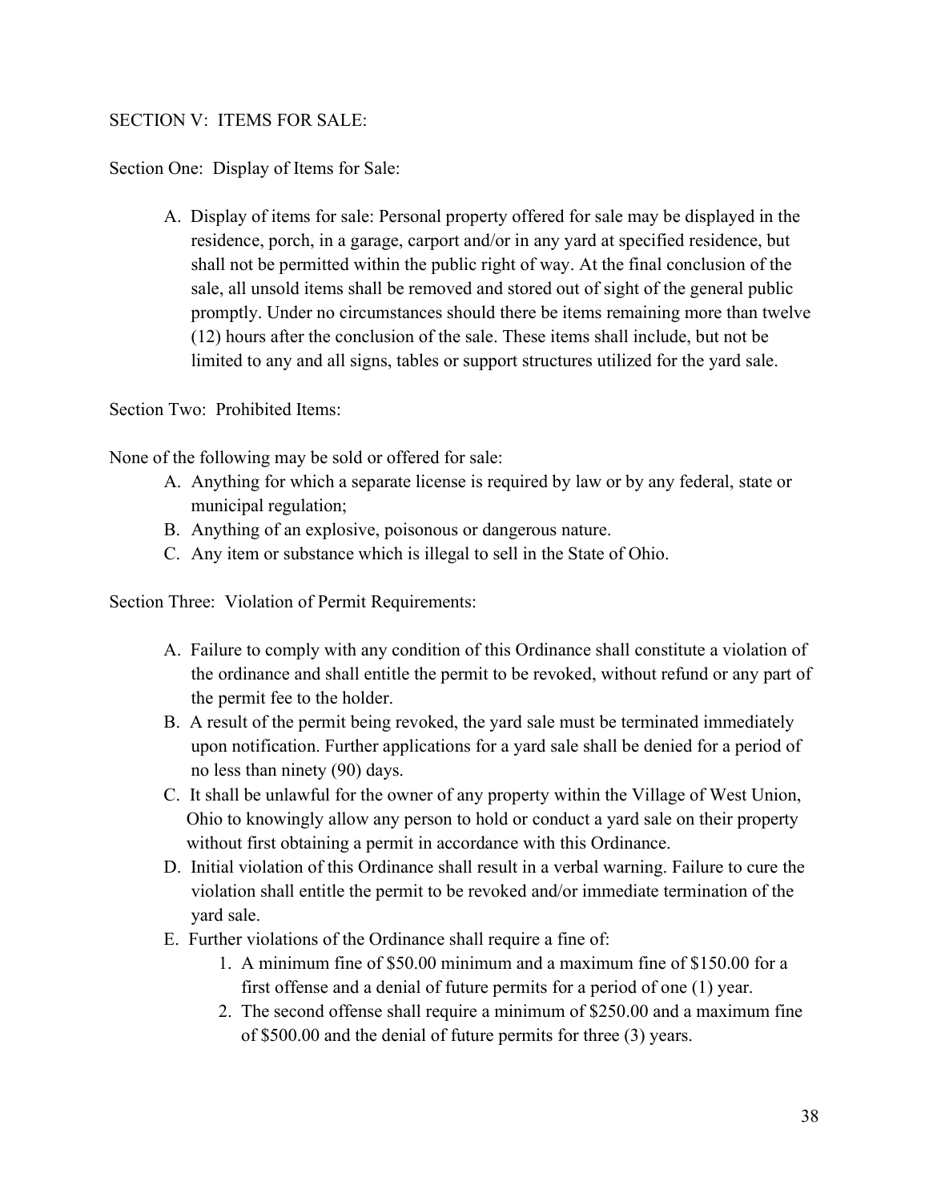SECTION V: ITEMS FOR SALE:

Section One: Display of Items for Sale:

A. Display of items for sale: Personal property offered for sale may be displayed in the residence, porch, in a garage, carport and/or in any yard at specified residence, but shall not be permitted within the public right of way. At the final conclusion of the sale, all unsold items shall be removed and stored out of sight of the general public promptly. Under no circumstances should there be items remaining more than twelve (12) hours after the conclusion of the sale. These items shall include, but not be limited to any and all signs, tables or support structures utilized for the yard sale.

Section Two: Prohibited Items:

None of the following may be sold or offered for sale:

A. Anything for which a separate license is required by law or by any federal, state or municipal regulation;
B. Anything of an explosive, poisonous or dangerous nature.
C. Any item or substance which is illegal to sell in the State of Ohio.

Section Three: Violation of Permit Requirements:

A. Failure to comply with any condition of this Ordinance shall constitute a violation of the ordinance and shall entitle the permit to be revoked, without refund or any part of the permit fee to the holder.
B. A result of the permit being revoked, the yard sale must be terminated immediately upon notification. Further applications for a yard sale shall be denied for a period of no less than ninety (90) days.
C. It shall be unlawful for the owner of any property within the Village of West Union, Ohio to knowingly allow any person to hold or conduct a yard sale on their property without first obtaining a permit in accordance with this Ordinance.
D. Initial violation of this Ordinance shall result in a verbal warning. Failure to cure the violation shall entitle the permit to be revoked and/or immediate termination of the yard sale.
E. Further violations of the Ordinance shall require a fine of:
   1. A minimum fine of $50.00 minimum and a maximum fine of $150.00 for a first offense and a denial of future permits for a period of one (1) year.
   2. The second offense shall require a minimum of $250.00 and a maximum fine of $500.00 and the denial of future permits for three (3) years.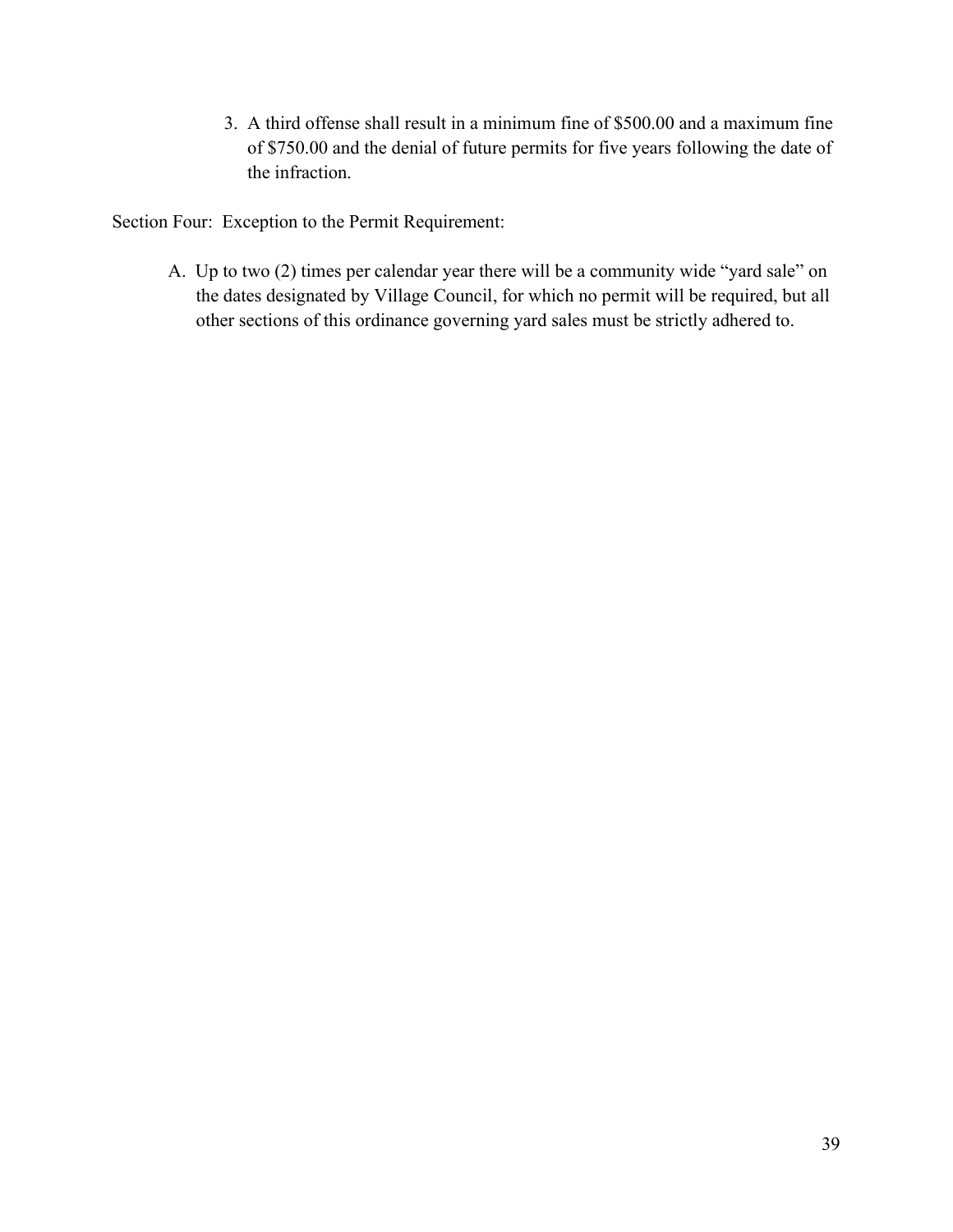3. A third offense shall result in a minimum fine of $500.00 and a maximum fine of $750.00 and the denial of future permits for five years following the date of the infraction.

Section Four: Exception to the Permit Requirement:

A. Up to two (2) times per calendar year there will be a community wide "yard sale" on the dates designated by Village Council, for which no permit will be required, but all other sections of this ordinance governing yard sales must be strictly adhered to.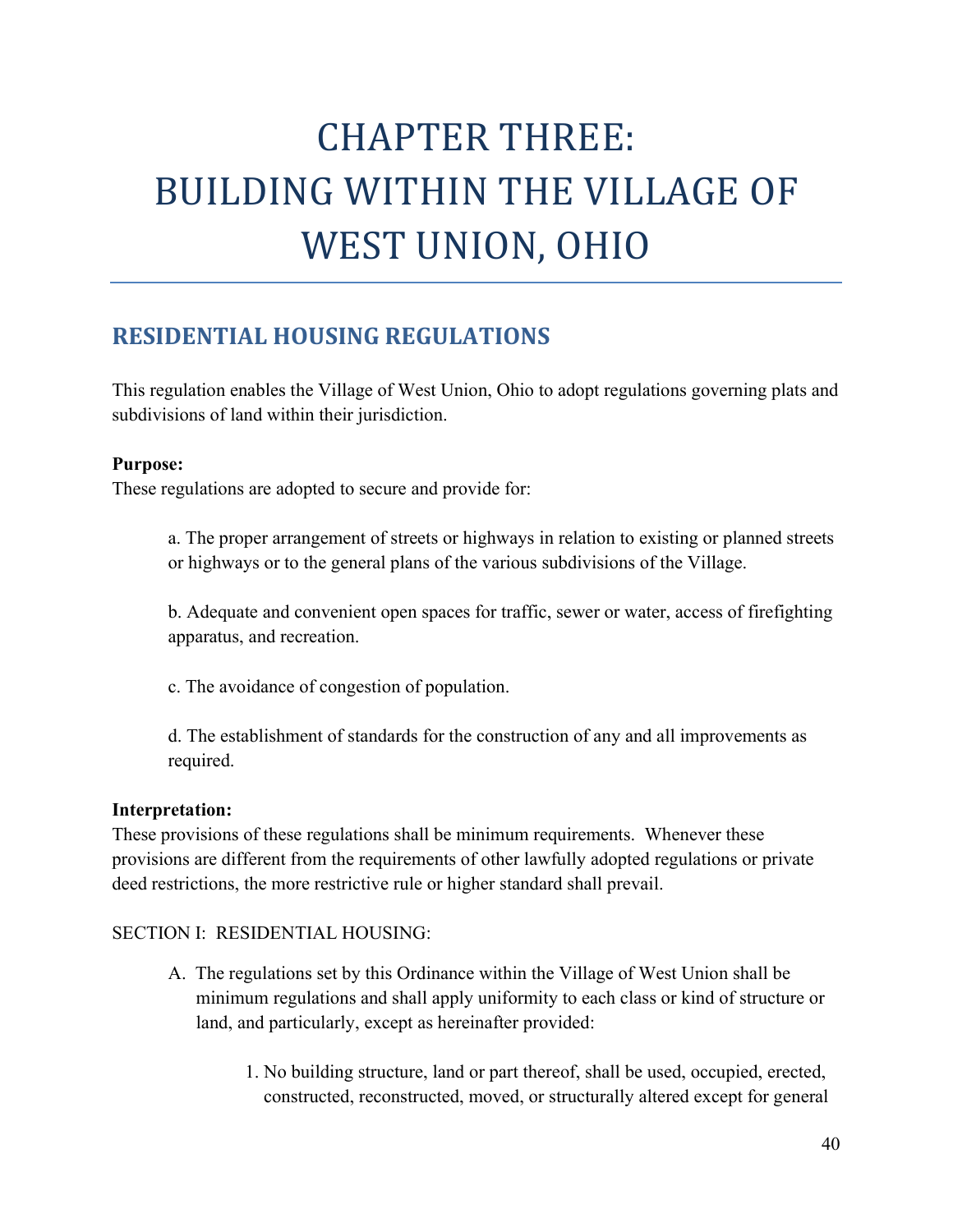# CHAPTER THREE: BUILDING WITHIN THE VILLAGE OF WEST UNION, OHIO

## RESIDENTIAL HOUSING REGULATIONS

This regulation enables the Village of West Union, Ohio to adopt regulations governing plats and subdivisions of land within their jurisdiction.

**Purpose:**
These regulations are adopted to secure and provide for:

a. The proper arrangement of streets or highways in relation to existing or planned streets or highways or to the general plans of the various subdivisions of the Village.

b. Adequate and convenient open spaces for traffic, sewer or water, access of firefighting apparatus, and recreation.

c. The avoidance of congestion of population.

d. The establishment of standards for the construction of any and all improvements as required.

**Interpretation:**
These provisions of these regulations shall be minimum requirements. Whenever these provisions are different from the requirements of other lawfully adopted regulations or private deed restrictions, the more restrictive rule or higher standard shall prevail.

SECTION I: RESIDENTIAL HOUSING:

A. The regulations set by this Ordinance within the Village of West Union shall be minimum regulations and shall apply uniformity to each class or kind of structure or land, and particularly, except as hereinafter provided:

1. No building structure, land or part thereof, shall be used, occupied, erected, constructed, reconstructed, moved, or structurally altered except for general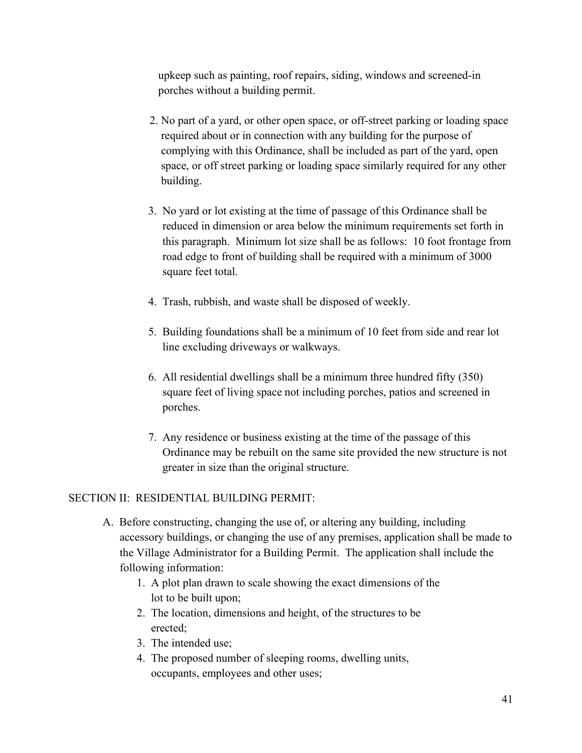upkeep such as painting, roof repairs, siding, windows and screened-in porches without a building permit.

2. No part of a yard, or other open space, or off-street parking or loading space required about or in connection with any building for the purpose of complying with this Ordinance, shall be included as part of the yard, open space, or off street parking or loading space similarly required for any other building.

3. No yard or lot existing at the time of passage of this Ordinance shall be reduced in dimension or area below the minimum requirements set forth in this paragraph. Minimum lot size shall be as follows: 10 foot frontage from road edge to front of building shall be required with a minimum of 3000 square feet total.

4. Trash, rubbish, and waste shall be disposed of weekly.

5. Building foundations shall be a minimum of 10 feet from side and rear lot line excluding driveways or walkways.

6. All residential dwellings shall be a minimum three hundred fifty (350) square feet of living space not including porches, patios and screened in porches.

7. Any residence or business existing at the time of the passage of this Ordinance may be rebuilt on the same site provided the new structure is not greater in size than the original structure.

## SECTION II: RESIDENTIAL BUILDING PERMIT:

A. Before constructing, changing the use of, or altering any building, including accessory buildings, or changing the use of any premises, application shall be made to the Village Administrator for a Building Permit. The application shall include the following information:

   1. A plot plan drawn to scale showing the exact dimensions of the lot to be built upon;
   2. The location, dimensions and height, of the structures to be erected;
   3. The intended use;
   4. The proposed number of sleeping rooms, dwelling units, occupants, employees and other uses;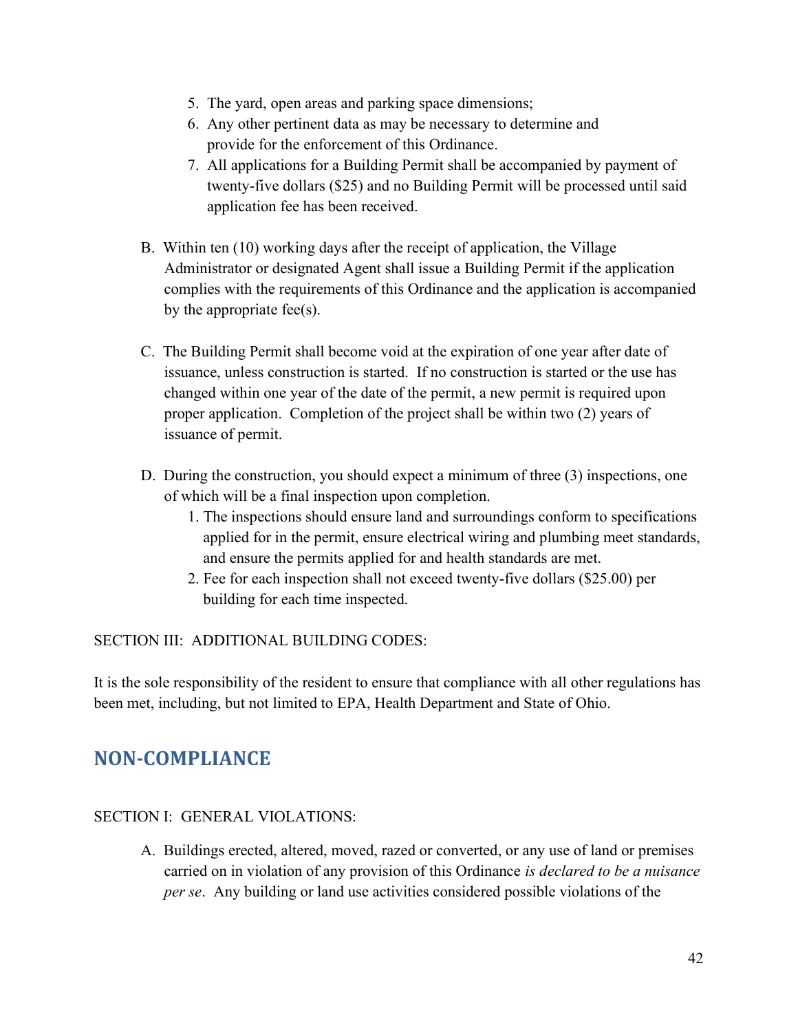5. The yard, open areas and parking space dimensions;
6. Any other pertinent data as may be necessary to determine and provide for the enforcement of this Ordinance.
7. All applications for a Building Permit shall be accompanied by payment of twenty-five dollars ($25) and no Building Permit will be processed until said application fee has been received.

B. Within ten (10) working days after the receipt of application, the Village Administrator or designated Agent shall issue a Building Permit if the application complies with the requirements of this Ordinance and the application is accompanied by the appropriate fee(s).

C. The Building Permit shall become void at the expiration of one year after date of issuance, unless construction is started. If no construction is started or the use has changed within one year of the date of the permit, a new permit is required upon proper application. Completion of the project shall be within two (2) years of issuance of permit.

D. During the construction, you should expect a minimum of three (3) inspections, one of which will be a final inspection upon completion.
   1. The inspections should ensure land and surroundings conform to specifications applied for in the permit, ensure electrical wiring and plumbing meet standards, and ensure the permits applied for and health standards are met.
   2. Fee for each inspection shall not exceed twenty-five dollars ($25.00) per building for each time inspected.

SECTION III: ADDITIONAL BUILDING CODES:

It is the sole responsibility of the resident to ensure that compliance with all other regulations has been met, including, but not limited to EPA, Health Department and State of Ohio.

## NON-COMPLIANCE

SECTION I: GENERAL VIOLATIONS:

A. Buildings erected, altered, moved, razed or converted, or any use of land or premises carried on in violation of any provision of this Ordinance *is declared to be a nuisance per se*. Any building or land use activities considered possible violations of the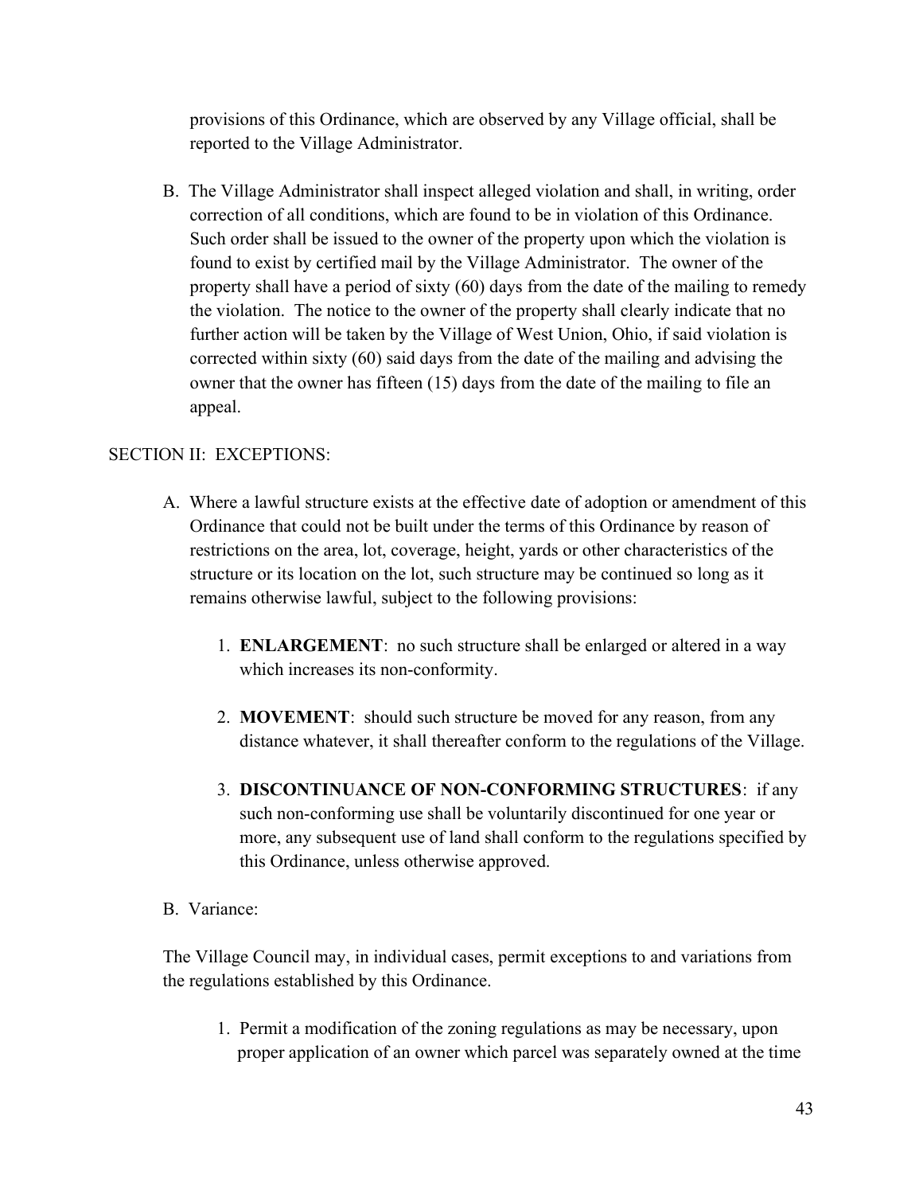provisions of this Ordinance, which are observed by any Village official, shall be reported to the Village Administrator.

B. The Village Administrator shall inspect alleged violation and shall, in writing, order correction of all conditions, which are found to be in violation of this Ordinance. Such order shall be issued to the owner of the property upon which the violation is found to exist by certified mail by the Village Administrator. The owner of the property shall have a period of sixty (60) days from the date of the mailing to remedy the violation. The notice to the owner of the property shall clearly indicate that no further action will be taken by the Village of West Union, Ohio, if said violation is corrected within sixty (60) said days from the date of the mailing and advising the owner that the owner has fifteen (15) days from the date of the mailing to file an appeal.

SECTION II: EXCEPTIONS:

A. Where a lawful structure exists at the effective date of adoption or amendment of this Ordinance that could not be built under the terms of this Ordinance by reason of restrictions on the area, lot, coverage, height, yards or other characteristics of the structure or its location on the lot, such structure may be continued so long as it remains otherwise lawful, subject to the following provisions:

   1. **ENLARGEMENT**: no such structure shall be enlarged or altered in a way which increases its non-conformity.

   2. **MOVEMENT**: should such structure be moved for any reason, from any distance whatever, it shall thereafter conform to the regulations of the Village.

   3. **DISCONTINUANCE OF NON-CONFORMING STRUCTURES**: if any such non-conforming use shall be voluntarily discontinued for one year or more, any subsequent use of land shall conform to the regulations specified by this Ordinance, unless otherwise approved.

B. Variance:

The Village Council may, in individual cases, permit exceptions to and variations from the regulations established by this Ordinance.

   1. Permit a modification of the zoning regulations as may be necessary, upon proper application of an owner which parcel was separately owned at the time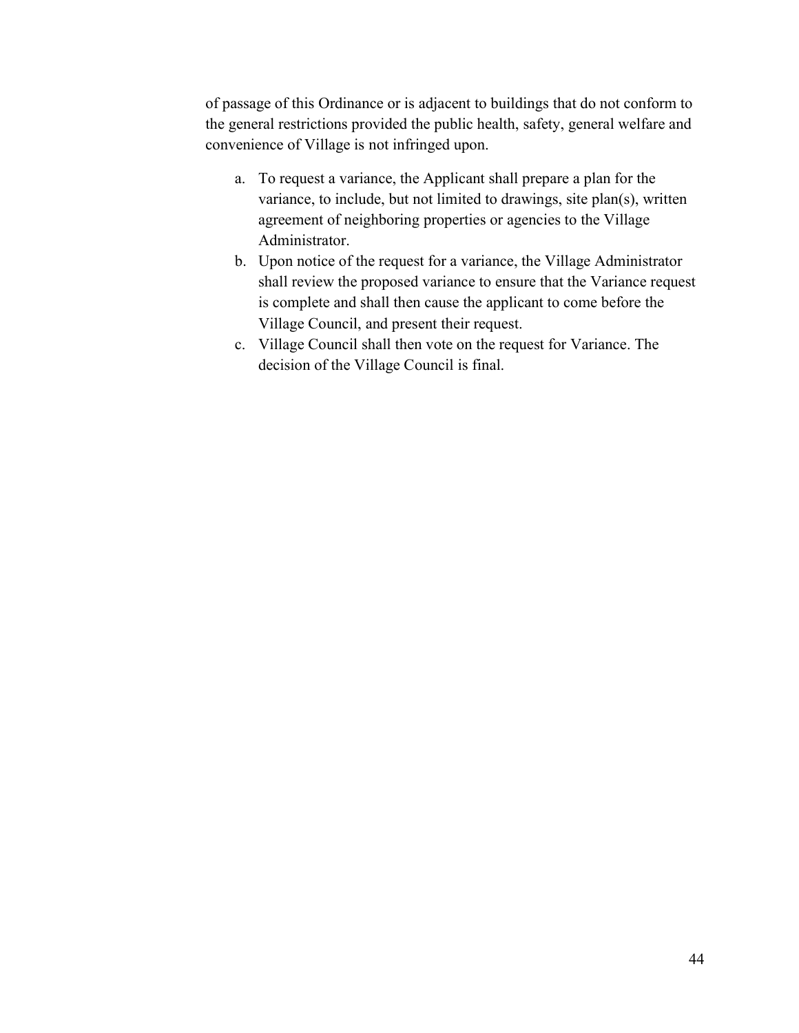of passage of this Ordinance or is adjacent to buildings that do not conform to the general restrictions provided the public health, safety, general welfare and convenience of Village is not infringed upon.

a. To request a variance, the Applicant shall prepare a plan for the variance, to include, but not limited to drawings, site plan(s), written agreement of neighboring properties or agencies to the Village Administrator.
b. Upon notice of the request for a variance, the Village Administrator shall review the proposed variance to ensure that the Variance request is complete and shall then cause the applicant to come before the Village Council, and present their request.
c. Village Council shall then vote on the request for Variance. The decision of the Village Council is final.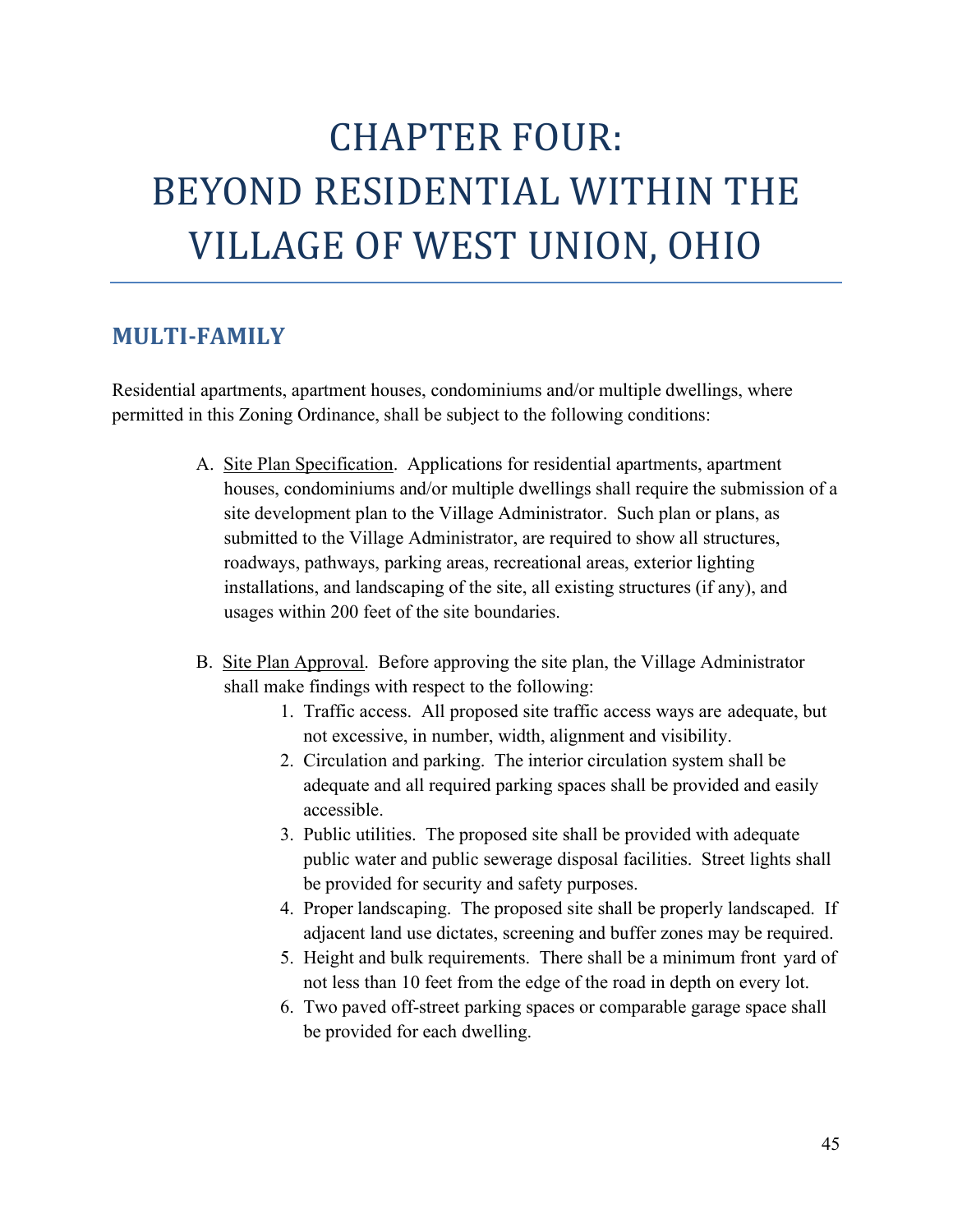# CHAPTER FOUR: BEYOND RESIDENTIAL WITHIN THE VILLAGE OF WEST UNION, OHIO

## MULTI-FAMILY

Residential apartments, apartment houses, condominiums and/or multiple dwellings, where permitted in this Zoning Ordinance, shall be subject to the following conditions:

A. Site Plan Specification. Applications for residential apartments, apartment houses, condominiums and/or multiple dwellings shall require the submission of a site development plan to the Village Administrator. Such plan or plans, as submitted to the Village Administrator, are required to show all structures, roadways, pathways, parking areas, recreational areas, exterior lighting installations, and landscaping of the site, all existing structures (if any), and usages within 200 feet of the site boundaries.

B. Site Plan Approval. Before approving the site plan, the Village Administrator shall make findings with respect to the following:
   1. Traffic access. All proposed site traffic access ways are adequate, but not excessive, in number, width, alignment and visibility.
   2. Circulation and parking. The interior circulation system shall be adequate and all required parking spaces shall be provided and easily accessible.
   3. Public utilities. The proposed site shall be provided with adequate public water and public sewerage disposal facilities. Street lights shall be provided for security and safety purposes.
   4. Proper landscaping. The proposed site shall be properly landscaped. If adjacent land use dictates, screening and buffer zones may be required.
   5. Height and bulk requirements. There shall be a minimum front yard of not less than 10 feet from the edge of the road in depth on every lot.
   6. Two paved off-street parking spaces or comparable garage space shall be provided for each dwelling.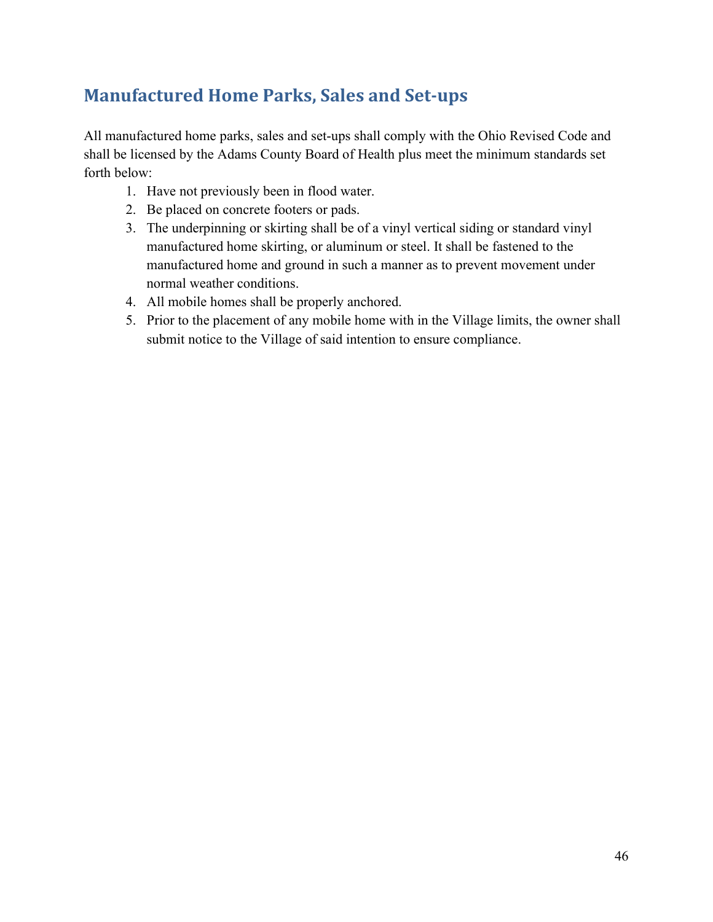## Manufactured Home Parks, Sales and Set-ups

All manufactured home parks, sales and set-ups shall comply with the Ohio Revised Code and shall be licensed by the Adams County Board of Health plus meet the minimum standards set forth below:

1. Have not previously been in flood water.
2. Be placed on concrete footers or pads.
3. The underpinning or skirting shall be of a vinyl vertical siding or standard vinyl manufactured home skirting, or aluminum or steel. It shall be fastened to the manufactured home and ground in such a manner as to prevent movement under normal weather conditions.
4. All mobile homes shall be properly anchored.
5. Prior to the placement of any mobile home with in the Village limits, the owner shall submit notice to the Village of said intention to ensure compliance.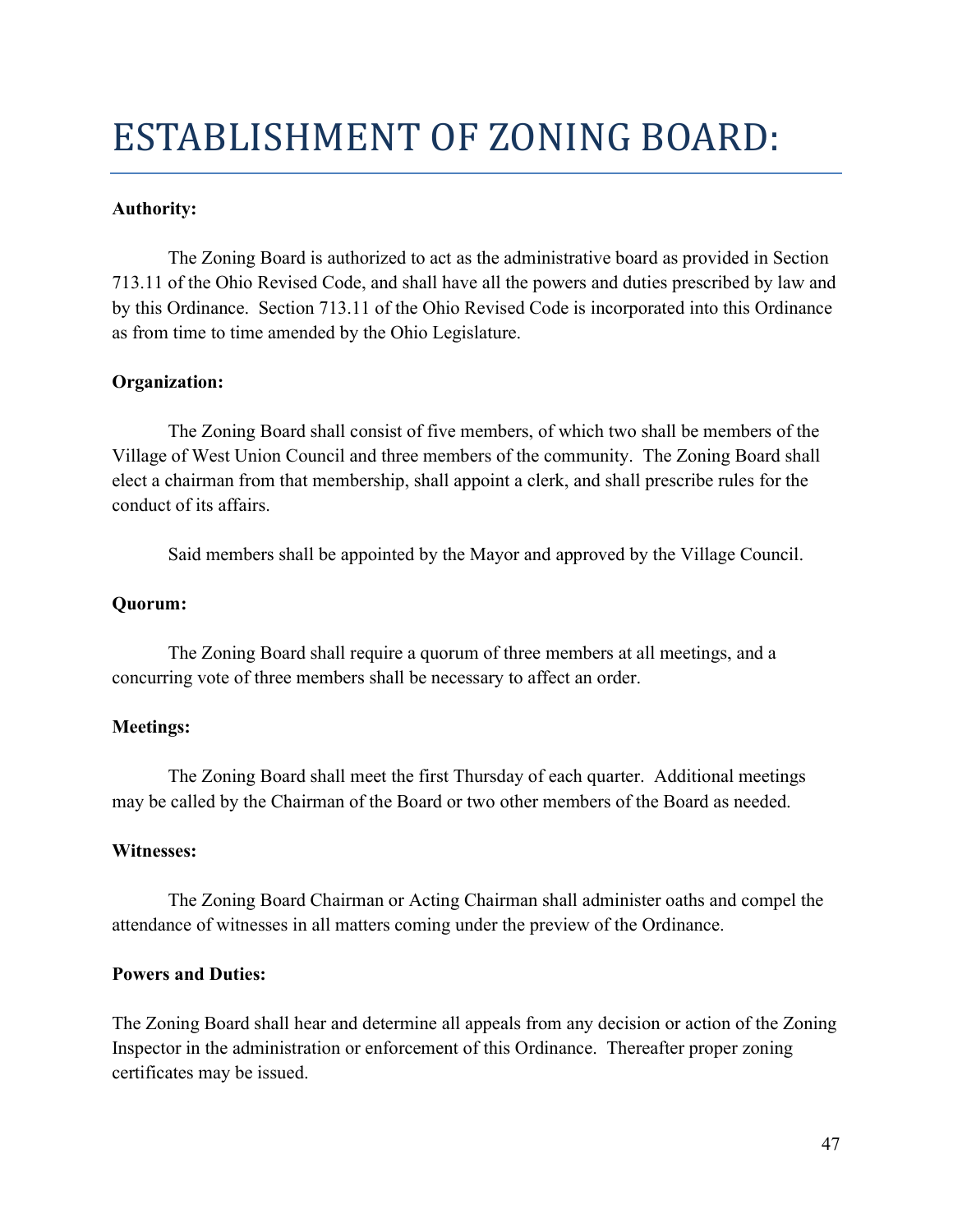# ESTABLISHMENT OF ZONING BOARD:

**Authority:**

The Zoning Board is authorized to act as the administrative board as provided in Section 713.11 of the Ohio Revised Code, and shall have all the powers and duties prescribed by law and by this Ordinance. Section 713.11 of the Ohio Revised Code is incorporated into this Ordinance as from time to time amended by the Ohio Legislature.

**Organization:**

The Zoning Board shall consist of five members, of which two shall be members of the Village of West Union Council and three members of the community. The Zoning Board shall elect a chairman from that membership, shall appoint a clerk, and shall prescribe rules for the conduct of its affairs.

Said members shall be appointed by the Mayor and approved by the Village Council.

**Quorum:**

The Zoning Board shall require a quorum of three members at all meetings, and a concurring vote of three members shall be necessary to affect an order.

**Meetings:**

The Zoning Board shall meet the first Thursday of each quarter. Additional meetings may be called by the Chairman of the Board or two other members of the Board as needed.

**Witnesses:**

The Zoning Board Chairman or Acting Chairman shall administer oaths and compel the attendance of witnesses in all matters coming under the preview of the Ordinance.

**Powers and Duties:**

The Zoning Board shall hear and determine all appeals from any decision or action of the Zoning Inspector in the administration or enforcement of this Ordinance. Thereafter proper zoning certificates may be issued.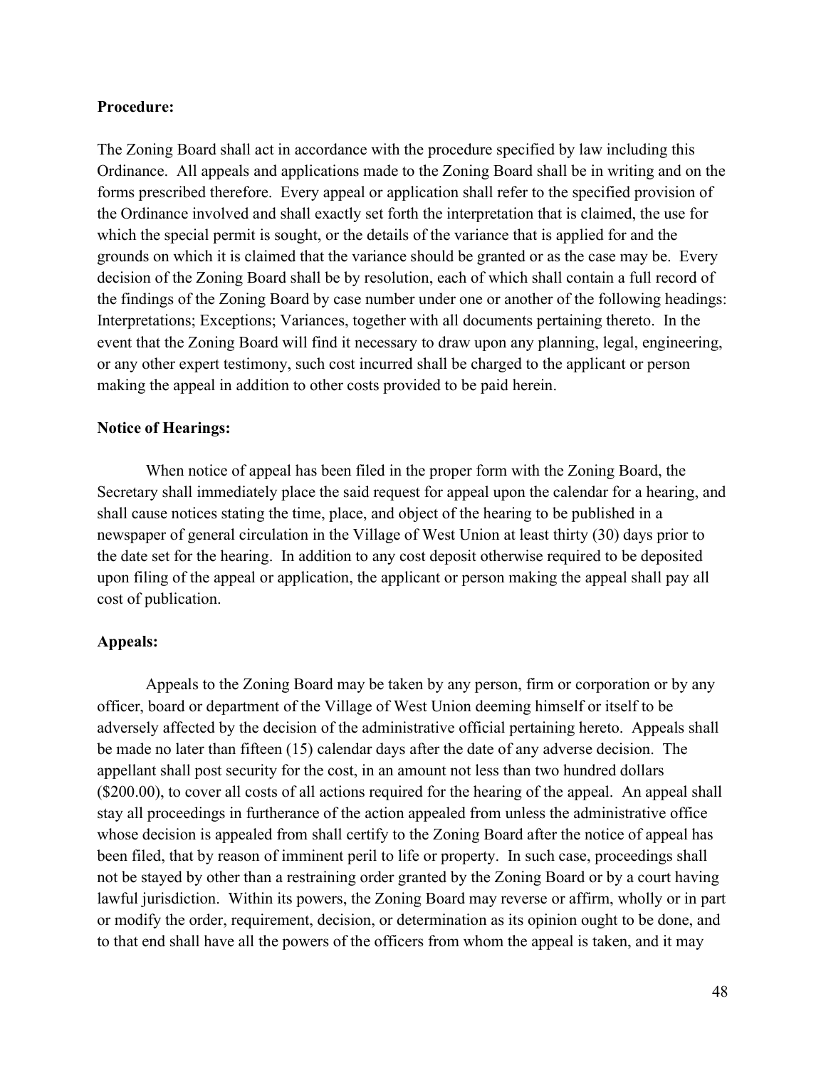**Procedure:**

The Zoning Board shall act in accordance with the procedure specified by law including this Ordinance. All appeals and applications made to the Zoning Board shall be in writing and on the forms prescribed therefore. Every appeal or application shall refer to the specified provision of the Ordinance involved and shall exactly set forth the interpretation that is claimed, the use for which the special permit is sought, or the details of the variance that is applied for and the grounds on which it is claimed that the variance should be granted or as the case may be. Every decision of the Zoning Board shall be by resolution, each of which shall contain a full record of the findings of the Zoning Board by case number under one or another of the following headings: Interpretations; Exceptions; Variances, together with all documents pertaining thereto. In the event that the Zoning Board will find it necessary to draw upon any planning, legal, engineering, or any other expert testimony, such cost incurred shall be charged to the applicant or person making the appeal in addition to other costs provided to be paid herein.

**Notice of Hearings:**

When notice of appeal has been filed in the proper form with the Zoning Board, the Secretary shall immediately place the said request for appeal upon the calendar for a hearing, and shall cause notices stating the time, place, and object of the hearing to be published in a newspaper of general circulation in the Village of West Union at least thirty (30) days prior to the date set for the hearing. In addition to any cost deposit otherwise required to be deposited upon filing of the appeal or application, the applicant or person making the appeal shall pay all cost of publication.

**Appeals:**

Appeals to the Zoning Board may be taken by any person, firm or corporation or by any officer, board or department of the Village of West Union deeming himself or itself to be adversely affected by the decision of the administrative official pertaining hereto. Appeals shall be made no later than fifteen (15) calendar days after the date of any adverse decision. The appellant shall post security for the cost, in an amount not less than two hundred dollars ($200.00), to cover all costs of all actions required for the hearing of the appeal. An appeal shall stay all proceedings in furtherance of the action appealed from unless the administrative office whose decision is appealed from shall certify to the Zoning Board after the notice of appeal has been filed, that by reason of imminent peril to life or property. In such case, proceedings shall not be stayed by other than a restraining order granted by the Zoning Board or by a court having lawful jurisdiction. Within its powers, the Zoning Board may reverse or affirm, wholly or in part or modify the order, requirement, decision, or determination as its opinion ought to be done, and to that end shall have all the powers of the officers from whom the appeal is taken, and it may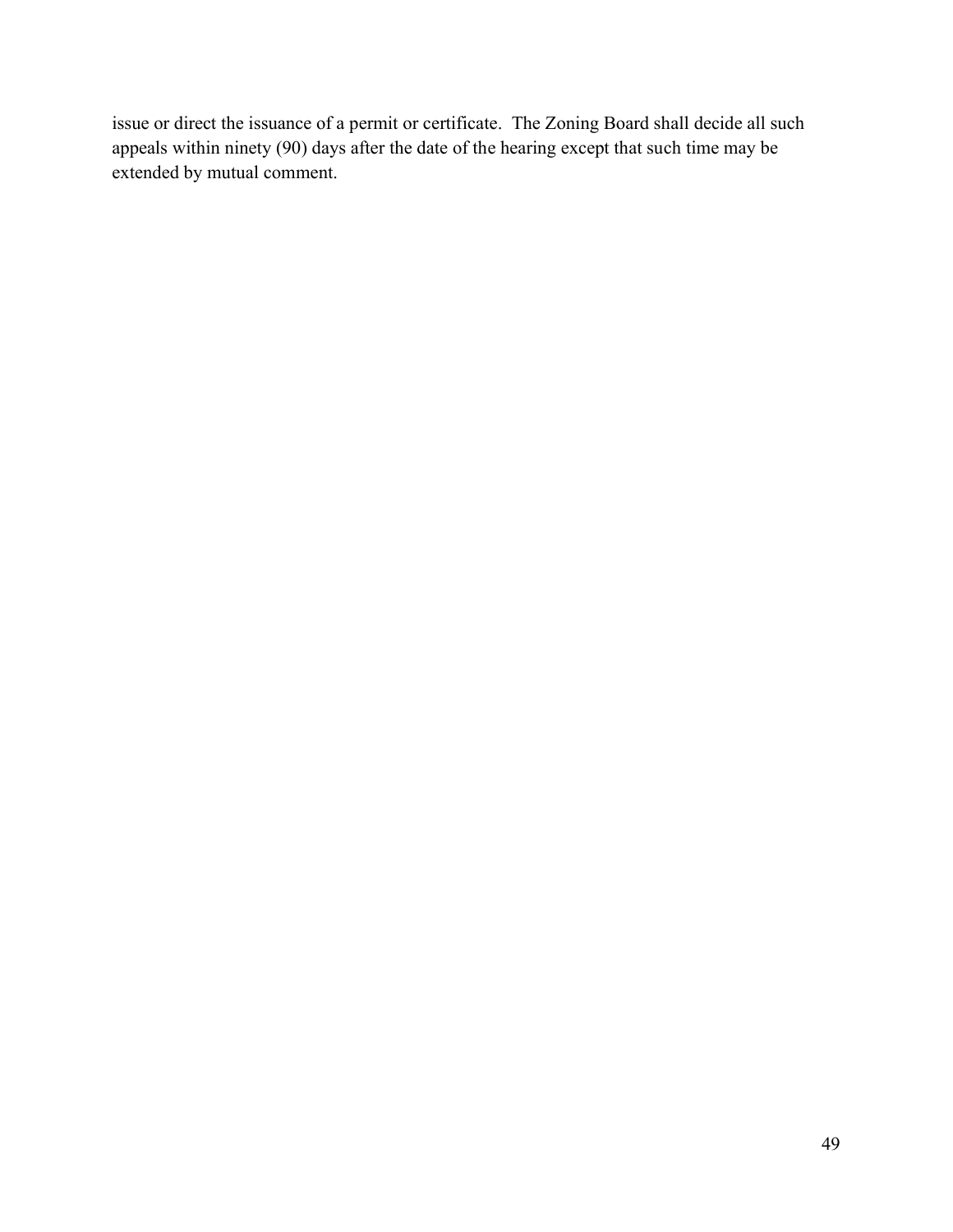issue or direct the issuance of a permit or certificate.  The Zoning Board shall decide all such appeals within ninety (90) days after the date of the hearing except that such time may be extended by mutual comment.